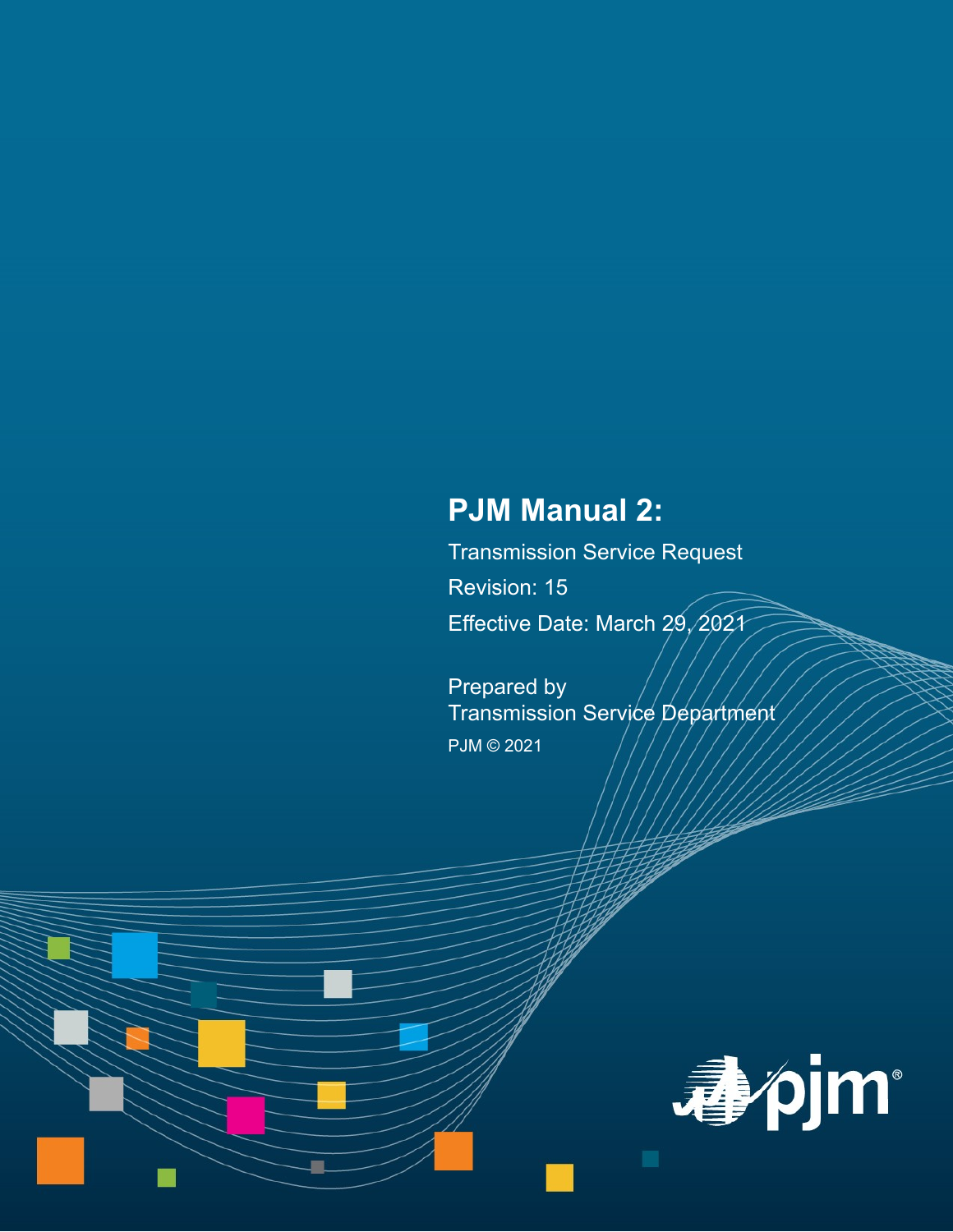# PJM Manual 2:

Transmission Service Request

Revision: 15

Effective Date: March 29, 2021

Prepared by
Transmission Service Department

PJM © 2021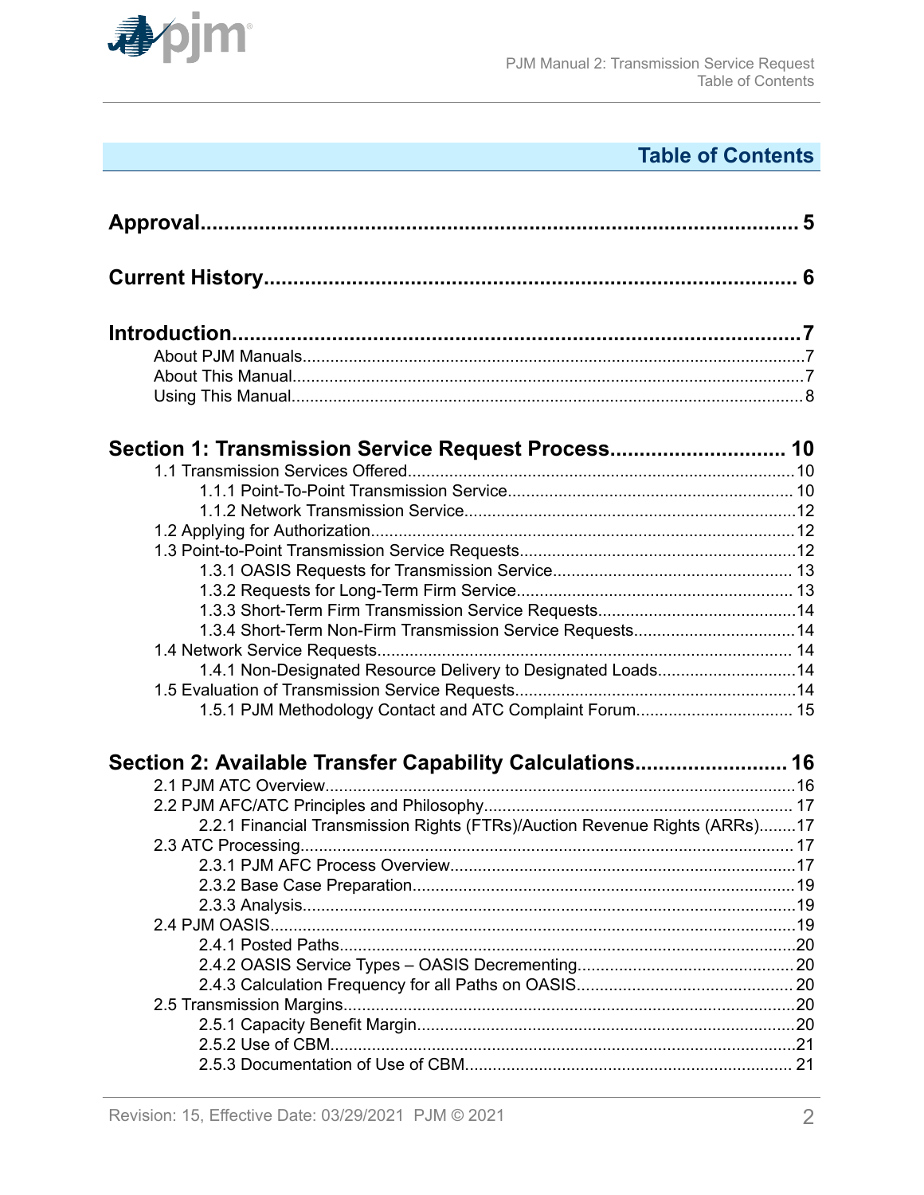# Table of Contents

**Approval** ........................................................................................ 5

**Current History** ............................................................................ 6

**Introduction** .................................................................................. 7

- About PJM Manuals ........................................................................ 7
- About This Manual .......................................................................... 7
- Using This Manual ........................................................................... 8

**Section 1: Transmission Service Request Process** ....................... 10

- 1.1 Transmission Services Offered .................................................. 10
  - 1.1.1 Point-To-Point Transmission Service ..................................... 10
  - 1.1.2 Network Transmission Service ............................................... 12
- 1.2 Applying for Authorization ......................................................... 12
- 1.3 Point-to-Point Transmission Service Requests ............................ 12
  - 1.3.1 OASIS Requests for Transmission Service .............................. 13
  - 1.3.2 Requests for Long-Term Firm Service .................................... 13
  - 1.3.3 Short-Term Firm Transmission Service Requests ..................... 14
  - 1.3.4 Short-Term Non-Firm Transmission Service Requests ............. 14
- 1.4 Network Service Requests ......................................................... 14
  - 1.4.1 Non-Designated Resource Delivery to Designated Loads .......... 14
- 1.5 Evaluation of Transmission Service Requests .............................. 14
  - 1.5.1 PJM Methodology Contact and ATC Complaint Forum ............. 15

**Section 2: Available Transfer Capability Calculations** ................... 16

- 2.1 PJM ATC Overview .................................................................... 16
- 2.2 PJM AFC/ATC Principles and Philosophy .................................... 17
  - 2.2.1 Financial Transmission Rights (FTRs)/Auction Revenue Rights (ARRs) ........ 17
- 2.3 ATC Processing .......................................................................... 17
  - 2.3.1 PJM AFC Process Overview ................................................... 17
  - 2.3.2 Base Case Preparation .......................................................... 19
  - 2.3.3 Analysis ............................................................................... 19
- 2.4 PJM OASIS ................................................................................ 19
  - 2.4.1 Posted Paths ......................................................................... 20
  - 2.4.2 OASIS Service Types – OASIS Decrementing ........................... 20
  - 2.4.3 Calculation Frequency for all Paths on OASIS ......................... 20
- 2.5 Transmission Margins ................................................................ 20
  - 2.5.1 Capacity Benefit Margin ........................................................ 20
  - 2.5.2 Use of CBM .......................................................................... 21
  - 2.5.3 Documentation of Use of CBM ............................................... 21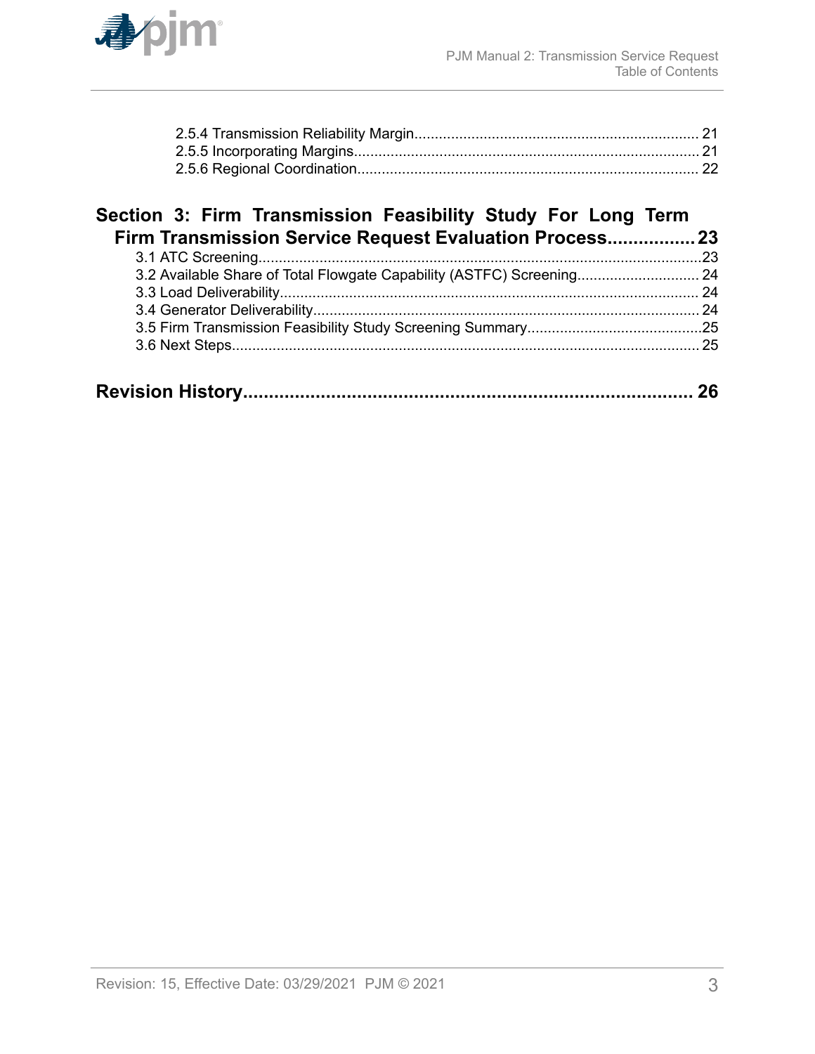2.5.4 Transmission Reliability Margin...................................................................... 21
2.5.5 Incorporating Margins..................................................................................... 21
2.5.6 Regional Coordination.................................................................................... 22

**Section 3: Firm Transmission Feasibility Study For Long Term Firm Transmission Service Request Evaluation Process................. 23**

3.1 ATC Screening.............................................................................................................23
3.2 Available Share of Total Flowgate Capability (ASTFC) Screening.............................. 24
3.3 Load Deliverability....................................................................................................... 24
3.4 Generator Deliverability............................................................................................... 24
3.5 Firm Transmission Feasibility Study Screening Summary...........................................25
3.6 Next Steps................................................................................................................... 25

**Revision History....................................................................................... 26**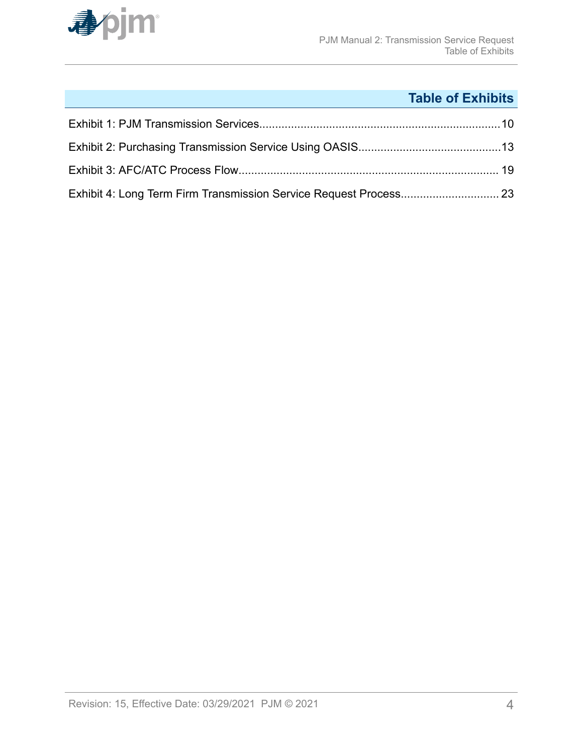## Table of Exhibits

Exhibit 1: PJM Transmission Services....................10

Exhibit 2: Purchasing Transmission Service Using OASIS....................13

Exhibit 3: AFC/ATC Process Flow....................19

Exhibit 4: Long Term Firm Transmission Service Request Process....................23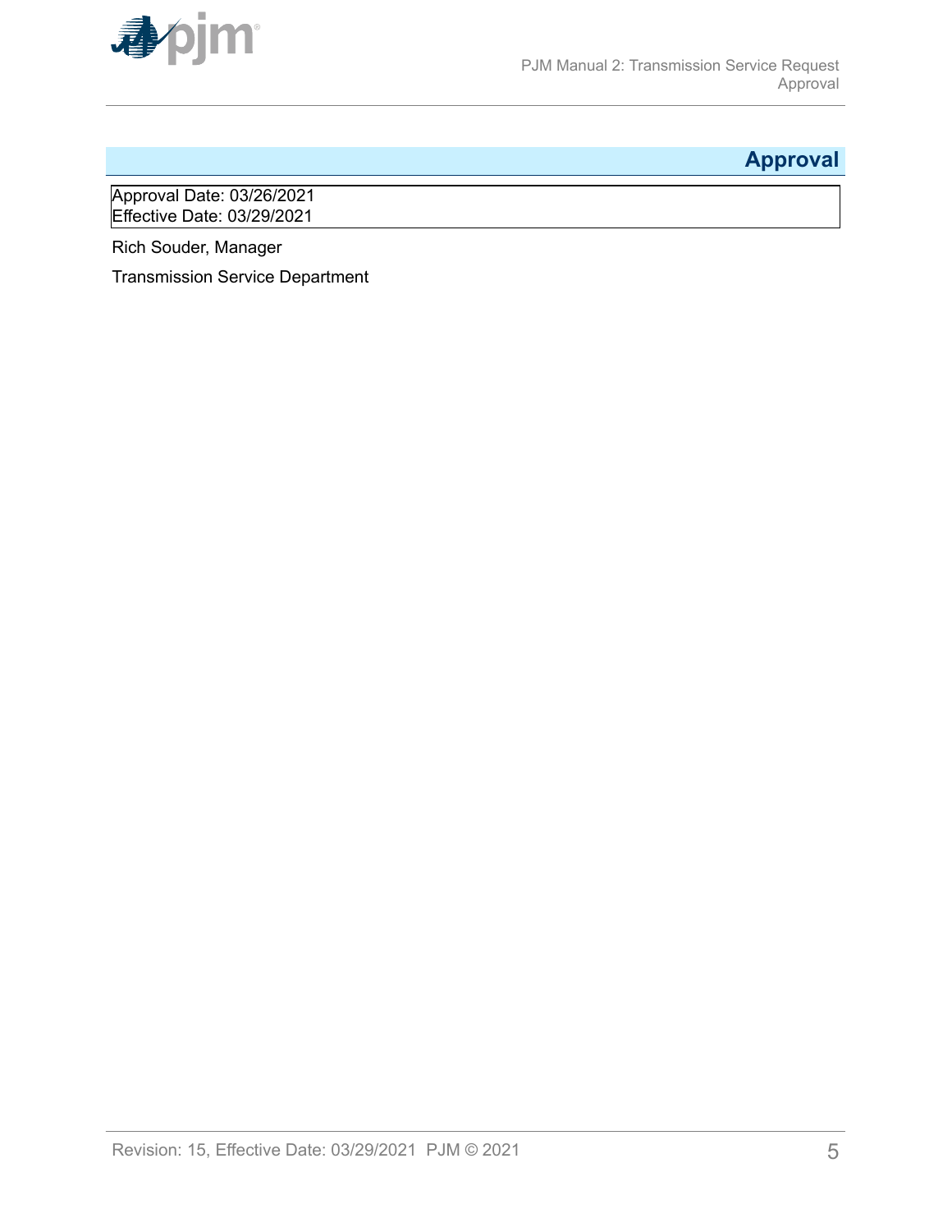# Approval

Approval Date: 03/26/2021
Effective Date: 03/29/2021

Rich Souder, Manager

Transmission Service Department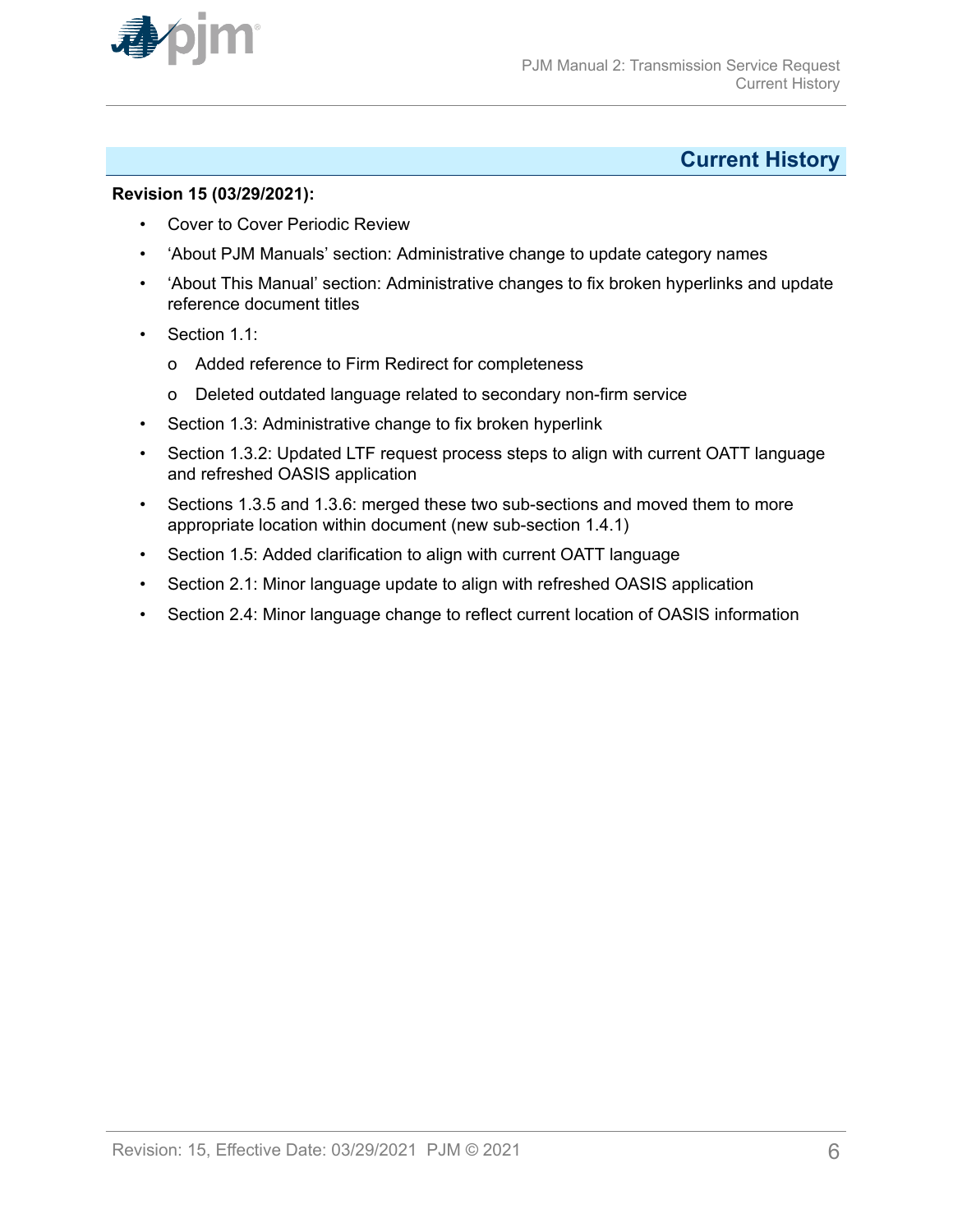# Current History

**Revision 15 (03/29/2021):**

- Cover to Cover Periodic Review
- 'About PJM Manuals' section: Administrative change to update category names
- 'About This Manual' section: Administrative changes to fix broken hyperlinks and update reference document titles
- Section 1.1:
  - Added reference to Firm Redirect for completeness
  - Deleted outdated language related to secondary non-firm service
- Section 1.3: Administrative change to fix broken hyperlink
- Section 1.3.2: Updated LTF request process steps to align with current OATT language and refreshed OASIS application
- Sections 1.3.5 and 1.3.6: merged these two sub-sections and moved them to more appropriate location within document (new sub-section 1.4.1)
- Section 1.5: Added clarification to align with current OATT language
- Section 2.1: Minor language update to align with refreshed OASIS application
- Section 2.4: Minor language change to reflect current location of OASIS information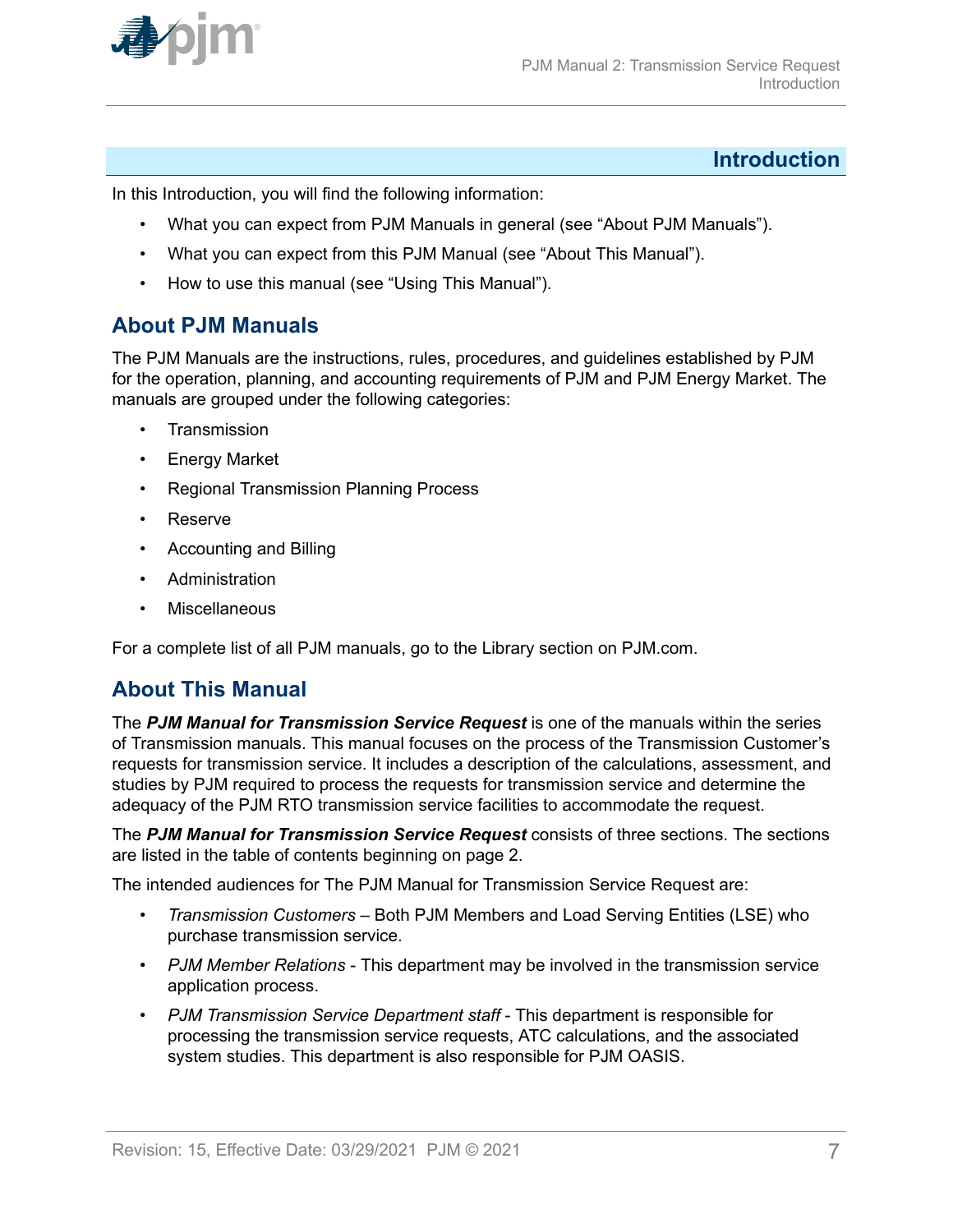# Introduction

In this Introduction, you will find the following information:

- What you can expect from PJM Manuals in general (see "About PJM Manuals").
- What you can expect from this PJM Manual (see "About This Manual").
- How to use this manual (see "Using This Manual").

## About PJM Manuals

The PJM Manuals are the instructions, rules, procedures, and guidelines established by PJM for the operation, planning, and accounting requirements of PJM and PJM Energy Market. The manuals are grouped under the following categories:

- Transmission
- Energy Market
- Regional Transmission Planning Process
- Reserve
- Accounting and Billing
- Administration
- Miscellaneous

For a complete list of all PJM manuals, go to the Library section on PJM.com.

## About This Manual

The ***PJM Manual for Transmission Service Request*** is one of the manuals within the series of Transmission manuals. This manual focuses on the process of the Transmission Customer's requests for transmission service. It includes a description of the calculations, assessment, and studies by PJM required to process the requests for transmission service and determine the adequacy of the PJM RTO transmission service facilities to accommodate the request.

The ***PJM Manual for Transmission Service Request*** consists of three sections. The sections are listed in the table of contents beginning on page 2.

The intended audiences for The PJM Manual for Transmission Service Request are:

- *Transmission Customers* – Both PJM Members and Load Serving Entities (LSE) who purchase transmission service.
- *PJM Member Relations* - This department may be involved in the transmission service application process.
- *PJM Transmission Service Department staff* - This department is responsible for processing the transmission service requests, ATC calculations, and the associated system studies. This department is also responsible for PJM OASIS.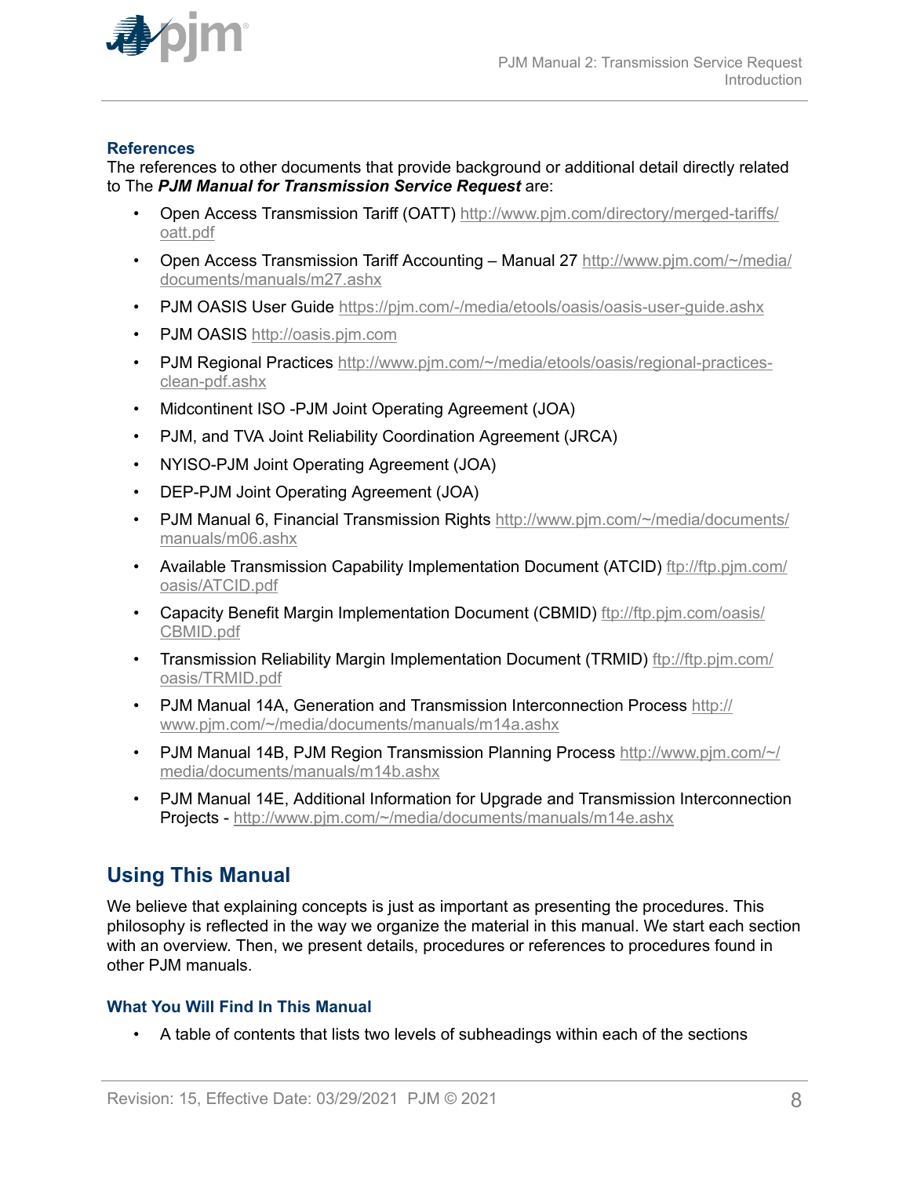### References

The references to other documents that provide background or additional detail directly related to The ***PJM Manual for Transmission Service Request*** are:

- Open Access Transmission Tariff (OATT) http://www.pjm.com/directory/merged-tariffs/oatt.pdf
- Open Access Transmission Tariff Accounting – Manual 27 http://www.pjm.com/~/media/documents/manuals/m27.ashx
- PJM OASIS User Guide https://pjm.com/-/media/etools/oasis/oasis-user-guide.ashx
- PJM OASIS http://oasis.pjm.com
- PJM Regional Practices http://www.pjm.com/~/media/etools/oasis/regional-practices-clean-pdf.ashx
- Midcontinent ISO -PJM Joint Operating Agreement (JOA)
- PJM, and TVA Joint Reliability Coordination Agreement (JRCA)
- NYISO-PJM Joint Operating Agreement (JOA)
- DEP-PJM Joint Operating Agreement (JOA)
- PJM Manual 6, Financial Transmission Rights http://www.pjm.com/~/media/documents/manuals/m06.ashx
- Available Transmission Capability Implementation Document (ATCID) ftp://ftp.pjm.com/oasis/ATCID.pdf
- Capacity Benefit Margin Implementation Document (CBMID) ftp://ftp.pjm.com/oasis/CBMID.pdf
- Transmission Reliability Margin Implementation Document (TRMID) ftp://ftp.pjm.com/oasis/TRMID.pdf
- PJM Manual 14A, Generation and Transmission Interconnection Process http://www.pjm.com/~/media/documents/manuals/m14a.ashx
- PJM Manual 14B, PJM Region Transmission Planning Process http://www.pjm.com/~/media/documents/manuals/m14b.ashx
- PJM Manual 14E, Additional Information for Upgrade and Transmission Interconnection Projects - http://www.pjm.com/~/media/documents/manuals/m14e.ashx

## Using This Manual

We believe that explaining concepts is just as important as presenting the procedures. This philosophy is reflected in the way we organize the material in this manual. We start each section with an overview. Then, we present details, procedures or references to procedures found in other PJM manuals.

### What You Will Find In This Manual

- A table of contents that lists two levels of subheadings within each of the sections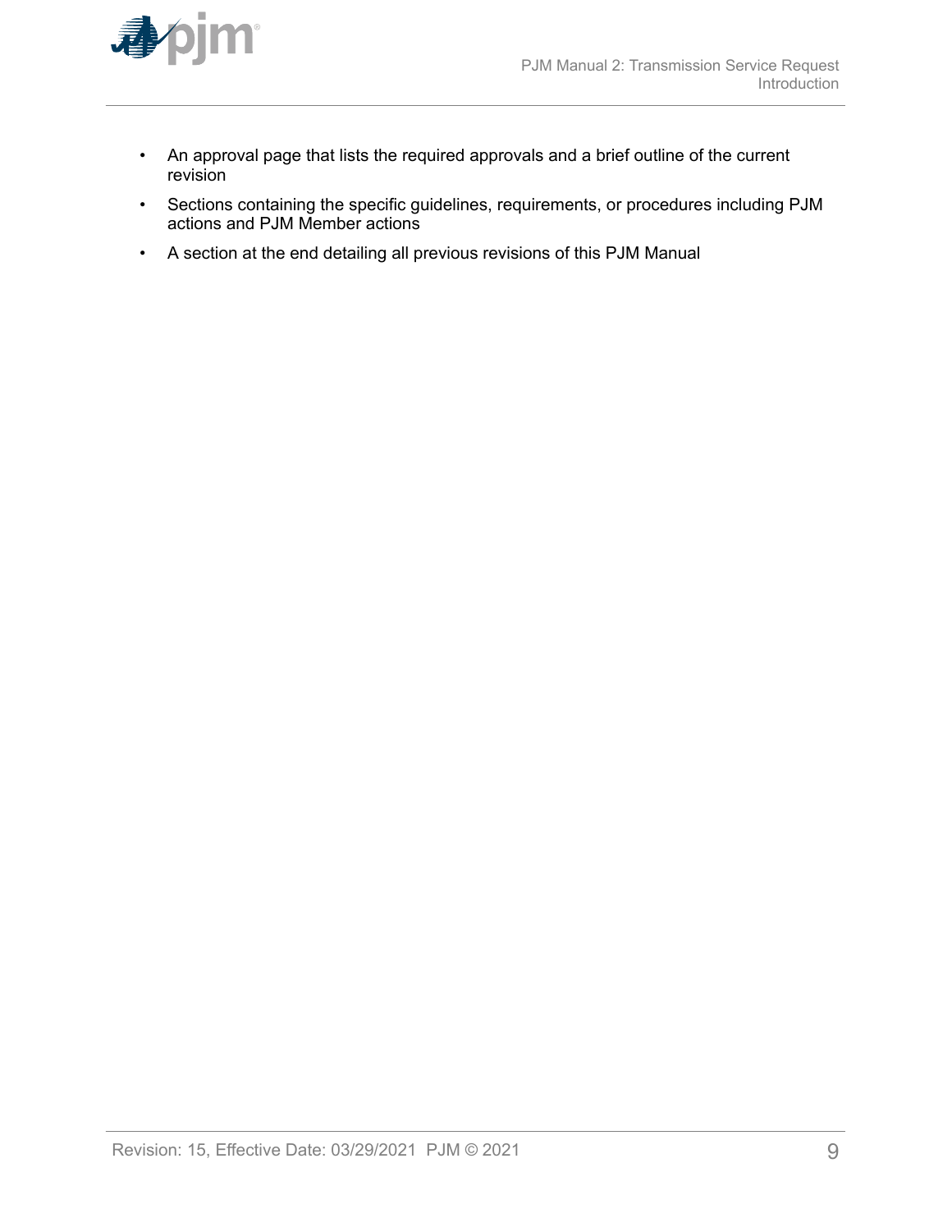- An approval page that lists the required approvals and a brief outline of the current revision
- Sections containing the specific guidelines, requirements, or procedures including PJM actions and PJM Member actions
- A section at the end detailing all previous revisions of this PJM Manual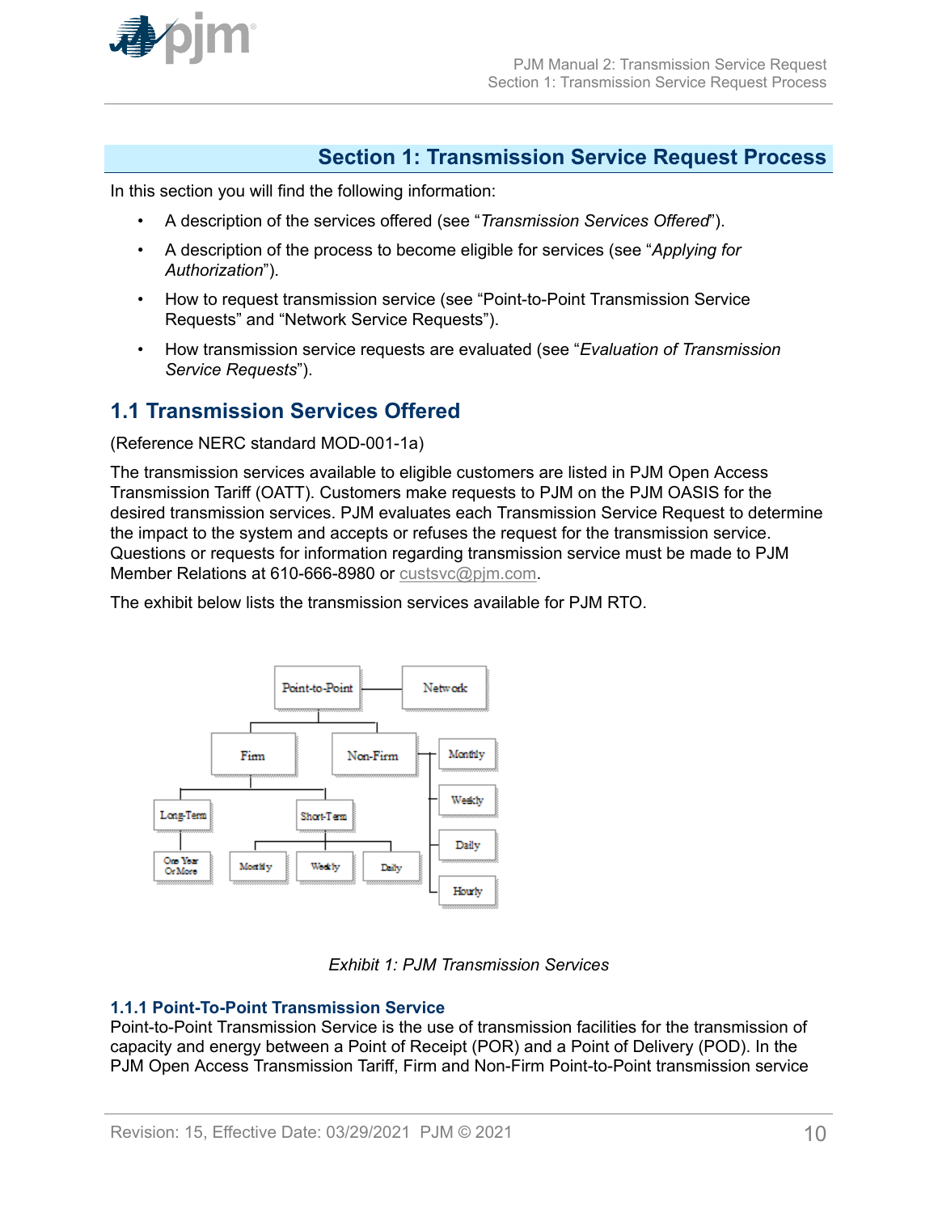## Section 1: Transmission Service Request Process

In this section you will find the following information:

- A description of the services offered (see "*Transmission Services Offered*").
- A description of the process to become eligible for services (see "*Applying for Authorization*").
- How to request transmission service (see "Point-to-Point Transmission Service Requests" and "Network Service Requests").
- How transmission service requests are evaluated (see "*Evaluation of Transmission Service Requests*").

### 1.1 Transmission Services Offered

(Reference NERC standard MOD-001-1a)

The transmission services available to eligible customers are listed in PJM Open Access Transmission Tariff (OATT). Customers make requests to PJM on the PJM OASIS for the desired transmission services. PJM evaluates each Transmission Service Request to determine the impact to the system and accepts or refuses the request for the transmission service. Questions or requests for information regarding transmission service must be made to PJM Member Relations at 610-666-8980 or custsvc@pjm.com.

The exhibit below lists the transmission services available for PJM RTO.

- Point-to-Point
  - Firm
    - Long-Term
      - One Year Or More
    - Short-Term
      - Monthly
      - Weekly
      - Daily
  - Non-Firm
    - Monthly
    - Weekly
    - Daily
    - Hourly
- Network

*Exhibit 1: PJM Transmission Services*

#### 1.1.1 Point-To-Point Transmission Service

Point-to-Point Transmission Service is the use of transmission facilities for the transmission of capacity and energy between a Point of Receipt (POR) and a Point of Delivery (POD). In the PJM Open Access Transmission Tariff, Firm and Non-Firm Point-to-Point transmission service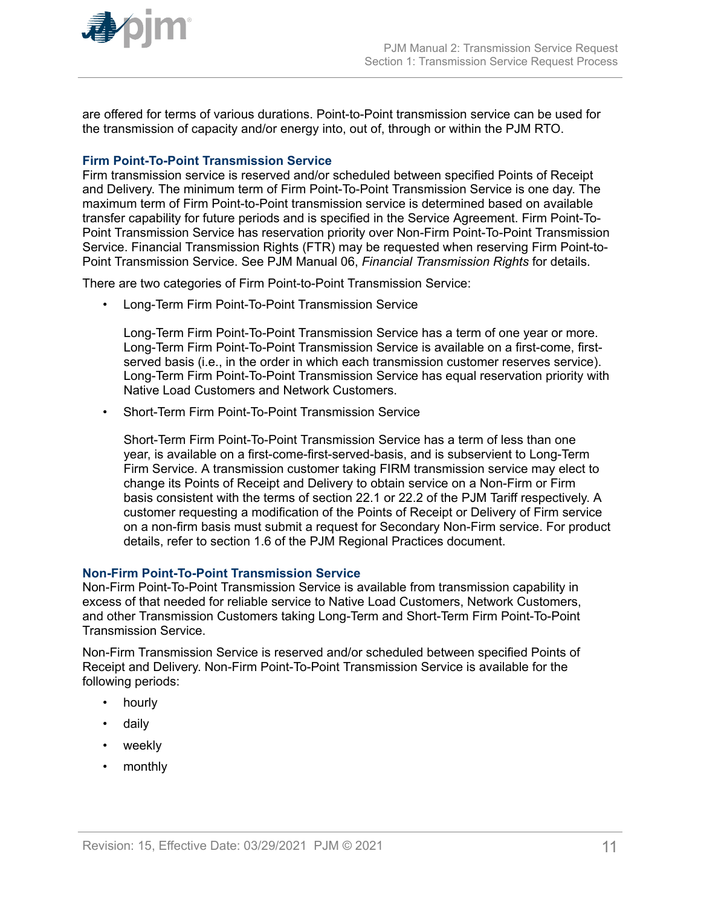are offered for terms of various durations. Point-to-Point transmission service can be used for the transmission of capacity and/or energy into, out of, through or within the PJM RTO.

### Firm Point-To-Point Transmission Service

Firm transmission service is reserved and/or scheduled between specified Points of Receipt and Delivery. The minimum term of Firm Point-To-Point Transmission Service is one day. The maximum term of Firm Point-to-Point transmission service is determined based on available transfer capability for future periods and is specified in the Service Agreement. Firm Point-To-Point Transmission Service has reservation priority over Non-Firm Point-To-Point Transmission Service. Financial Transmission Rights (FTR) may be requested when reserving Firm Point-to-Point Transmission Service. See PJM Manual 06, *Financial Transmission Rights* for details.

There are two categories of Firm Point-to-Point Transmission Service:

- Long-Term Firm Point-To-Point Transmission Service

  Long-Term Firm Point-To-Point Transmission Service has a term of one year or more. Long-Term Firm Point-To-Point Transmission Service is available on a first-come, first-served basis (i.e., in the order in which each transmission customer reserves service). Long-Term Firm Point-To-Point Transmission Service has equal reservation priority with Native Load Customers and Network Customers.

- Short-Term Firm Point-To-Point Transmission Service

  Short-Term Firm Point-To-Point Transmission Service has a term of less than one year, is available on a first-come-first-served-basis, and is subservient to Long-Term Firm Service. A transmission customer taking FIRM transmission service may elect to change its Points of Receipt and Delivery to obtain service on a Non-Firm or Firm basis consistent with the terms of section 22.1 or 22.2 of the PJM Tariff respectively. A customer requesting a modification of the Points of Receipt or Delivery of Firm service on a non-firm basis must submit a request for Secondary Non-Firm service. For product details, refer to section 1.6 of the PJM Regional Practices document.

### Non-Firm Point-To-Point Transmission Service

Non-Firm Point-To-Point Transmission Service is available from transmission capability in excess of that needed for reliable service to Native Load Customers, Network Customers, and other Transmission Customers taking Long-Term and Short-Term Firm Point-To-Point Transmission Service.

Non-Firm Transmission Service is reserved and/or scheduled between specified Points of Receipt and Delivery. Non-Firm Point-To-Point Transmission Service is available for the following periods:

- hourly
- daily
- weekly
- monthly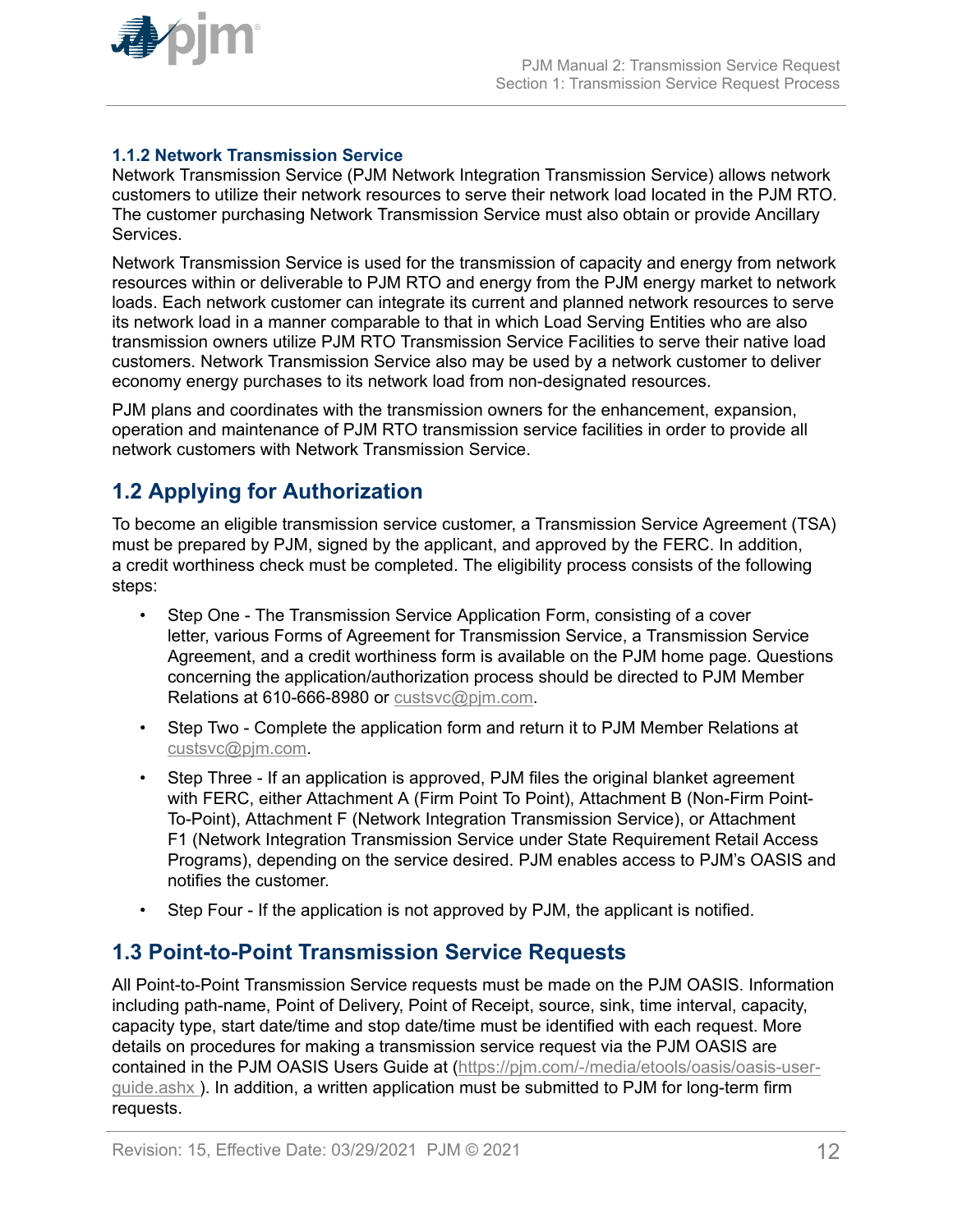### 1.1.2 Network Transmission Service

Network Transmission Service (PJM Network Integration Transmission Service) allows network customers to utilize their network resources to serve their network load located in the PJM RTO. The customer purchasing Network Transmission Service must also obtain or provide Ancillary Services.

Network Transmission Service is used for the transmission of capacity and energy from network resources within or deliverable to PJM RTO and energy from the PJM energy market to network loads. Each network customer can integrate its current and planned network resources to serve its network load in a manner comparable to that in which Load Serving Entities who are also transmission owners utilize PJM RTO Transmission Service Facilities to serve their native load customers. Network Transmission Service also may be used by a network customer to deliver economy energy purchases to its network load from non-designated resources.

PJM plans and coordinates with the transmission owners for the enhancement, expansion, operation and maintenance of PJM RTO transmission service facilities in order to provide all network customers with Network Transmission Service.

## 1.2 Applying for Authorization

To become an eligible transmission service customer, a Transmission Service Agreement (TSA) must be prepared by PJM, signed by the applicant, and approved by the FERC. In addition, a credit worthiness check must be completed. The eligibility process consists of the following steps:

- Step One - The Transmission Service Application Form, consisting of a cover letter, various Forms of Agreement for Transmission Service, a Transmission Service Agreement, and a credit worthiness form is available on the PJM home page. Questions concerning the application/authorization process should be directed to PJM Member Relations at 610-666-8980 or custsvc@pjm.com.
- Step Two - Complete the application form and return it to PJM Member Relations at custsvc@pjm.com.
- Step Three - If an application is approved, PJM files the original blanket agreement with FERC, either Attachment A (Firm Point To Point), Attachment B (Non-Firm Point-To-Point), Attachment F (Network Integration Transmission Service), or Attachment F1 (Network Integration Transmission Service under State Requirement Retail Access Programs), depending on the service desired. PJM enables access to PJM's OASIS and notifies the customer.
- Step Four - If the application is not approved by PJM, the applicant is notified.

## 1.3 Point-to-Point Transmission Service Requests

All Point-to-Point Transmission Service requests must be made on the PJM OASIS. Information including path-name, Point of Delivery, Point of Receipt, source, sink, time interval, capacity, capacity type, start date/time and stop date/time must be identified with each request. More details on procedures for making a transmission service request via the PJM OASIS are contained in the PJM OASIS Users Guide at (https://pjm.com/-/media/etools/oasis/oasis-user-guide.ashx ). In addition, a written application must be submitted to PJM for long-term firm requests.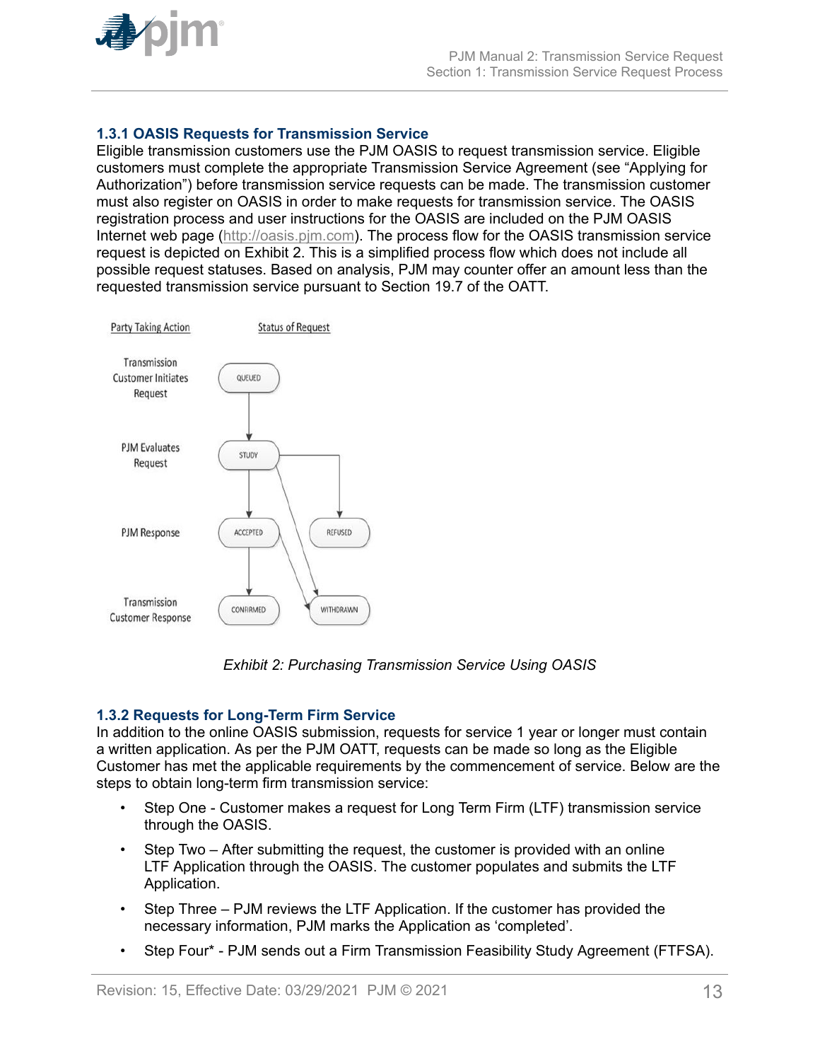### 1.3.1 OASIS Requests for Transmission Service

Eligible transmission customers use the PJM OASIS to request transmission service. Eligible customers must complete the appropriate Transmission Service Agreement (see "Applying for Authorization") before transmission service requests can be made. The transmission customer must also register on OASIS in order to make requests for transmission service. The OASIS registration process and user instructions for the OASIS are included on the PJM OASIS Internet web page (http://oasis.pjm.com). The process flow for the OASIS transmission service request is depicted on Exhibit 2. This is a simplified process flow which does not include all possible request statuses. Based on analysis, PJM may counter offer an amount less than the requested transmission service pursuant to Section 19.7 of the OATT.

*Exhibit 2: Purchasing Transmission Service Using OASIS*

### 1.3.2 Requests for Long-Term Firm Service

In addition to the online OASIS submission, requests for service 1 year or longer must contain a written application. As per the PJM OATT, requests can be made so long as the Eligible Customer has met the applicable requirements by the commencement of service. Below are the steps to obtain long-term firm transmission service:

- Step One - Customer makes a request for Long Term Firm (LTF) transmission service through the OASIS.
- Step Two – After submitting the request, the customer is provided with an online LTF Application through the OASIS. The customer populates and submits the LTF Application.
- Step Three – PJM reviews the LTF Application. If the customer has provided the necessary information, PJM marks the Application as 'completed'.
- Step Four* - PJM sends out a Firm Transmission Feasibility Study Agreement (FTFSA).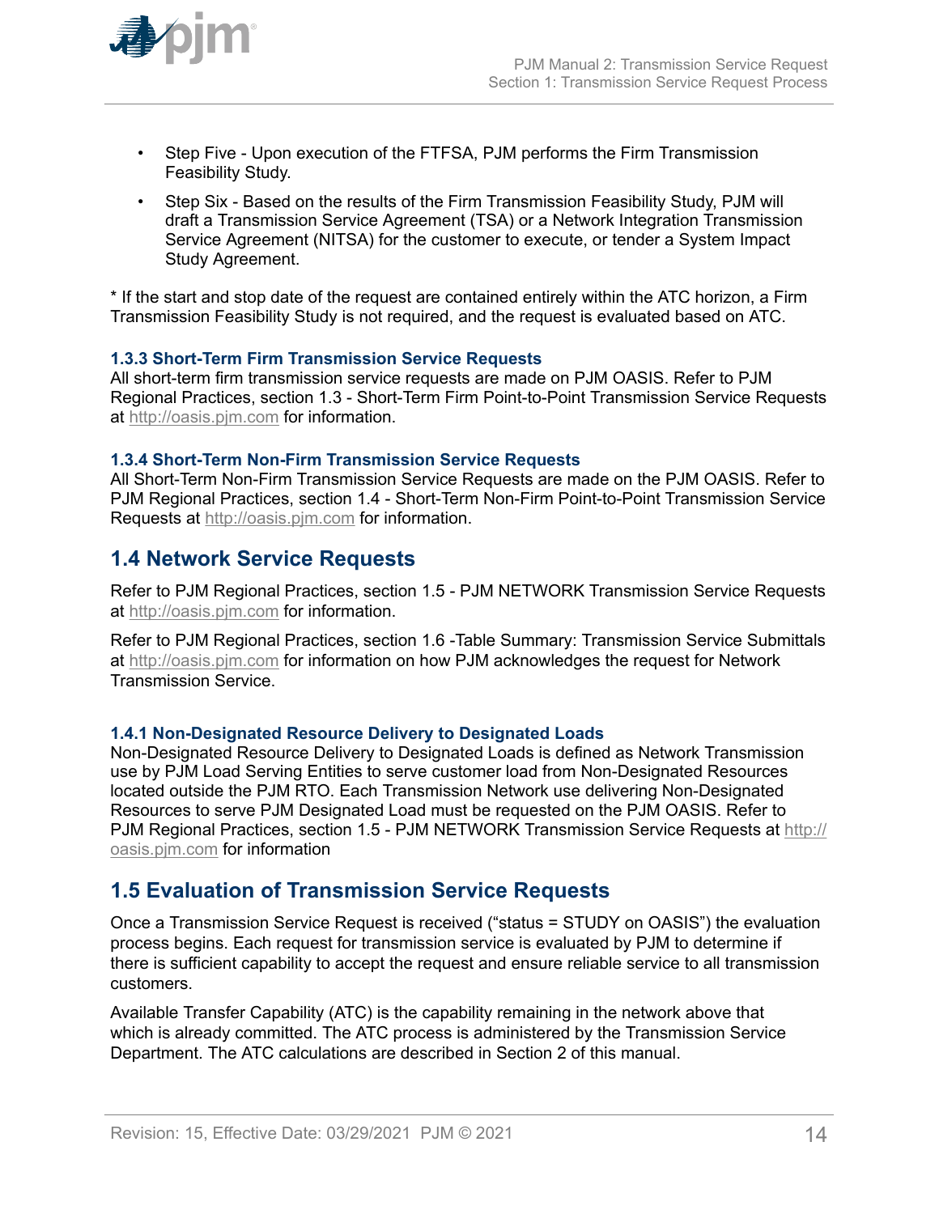- Step Five - Upon execution of the FTFSA, PJM performs the Firm Transmission Feasibility Study.
- Step Six - Based on the results of the Firm Transmission Feasibility Study, PJM will draft a Transmission Service Agreement (TSA) or a Network Integration Transmission Service Agreement (NITSA) for the customer to execute, or tender a System Impact Study Agreement.

* If the start and stop date of the request are contained entirely within the ATC horizon, a Firm Transmission Feasibility Study is not required, and the request is evaluated based on ATC.

### 1.3.3 Short-Term Firm Transmission Service Requests

All short-term firm transmission service requests are made on PJM OASIS. Refer to PJM Regional Practices, section 1.3 - Short-Term Firm Point-to-Point Transmission Service Requests at http://oasis.pjm.com for information.

### 1.3.4 Short-Term Non-Firm Transmission Service Requests

All Short-Term Non-Firm Transmission Service Requests are made on the PJM OASIS. Refer to PJM Regional Practices, section 1.4 - Short-Term Non-Firm Point-to-Point Transmission Service Requests at http://oasis.pjm.com for information.

## 1.4 Network Service Requests

Refer to PJM Regional Practices, section 1.5 - PJM NETWORK Transmission Service Requests at http://oasis.pjm.com for information.

Refer to PJM Regional Practices, section 1.6 -Table Summary: Transmission Service Submittals at http://oasis.pjm.com for information on how PJM acknowledges the request for Network Transmission Service.

### 1.4.1 Non-Designated Resource Delivery to Designated Loads

Non-Designated Resource Delivery to Designated Loads is defined as Network Transmission use by PJM Load Serving Entities to serve customer load from Non-Designated Resources located outside the PJM RTO. Each Transmission Network use delivering Non-Designated Resources to serve PJM Designated Load must be requested on the PJM OASIS. Refer to PJM Regional Practices, section 1.5 - PJM NETWORK Transmission Service Requests at http://oasis.pjm.com for information

## 1.5 Evaluation of Transmission Service Requests

Once a Transmission Service Request is received ("status = STUDY on OASIS") the evaluation process begins. Each request for transmission service is evaluated by PJM to determine if there is sufficient capability to accept the request and ensure reliable service to all transmission customers.

Available Transfer Capability (ATC) is the capability remaining in the network above that which is already committed. The ATC process is administered by the Transmission Service Department. The ATC calculations are described in Section 2 of this manual.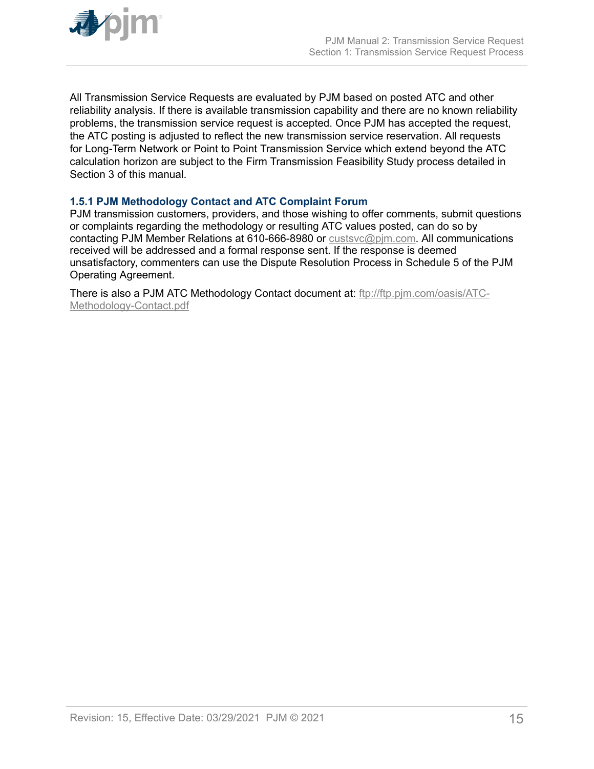All Transmission Service Requests are evaluated by PJM based on posted ATC and other reliability analysis. If there is available transmission capability and there are no known reliability problems, the transmission service request is accepted. Once PJM has accepted the request, the ATC posting is adjusted to reflect the new transmission service reservation. All requests for Long-Term Network or Point to Point Transmission Service which extend beyond the ATC calculation horizon are subject to the Firm Transmission Feasibility Study process detailed in Section 3 of this manual.

### 1.5.1 PJM Methodology Contact and ATC Complaint Forum

PJM transmission customers, providers, and those wishing to offer comments, submit questions or complaints regarding the methodology or resulting ATC values posted, can do so by contacting PJM Member Relations at 610-666-8980 or custsvc@pjm.com. All communications received will be addressed and a formal response sent. If the response is deemed unsatisfactory, commenters can use the Dispute Resolution Process in Schedule 5 of the PJM Operating Agreement.

There is also a PJM ATC Methodology Contact document at: ftp://ftp.pjm.com/oasis/ATC-Methodology-Contact.pdf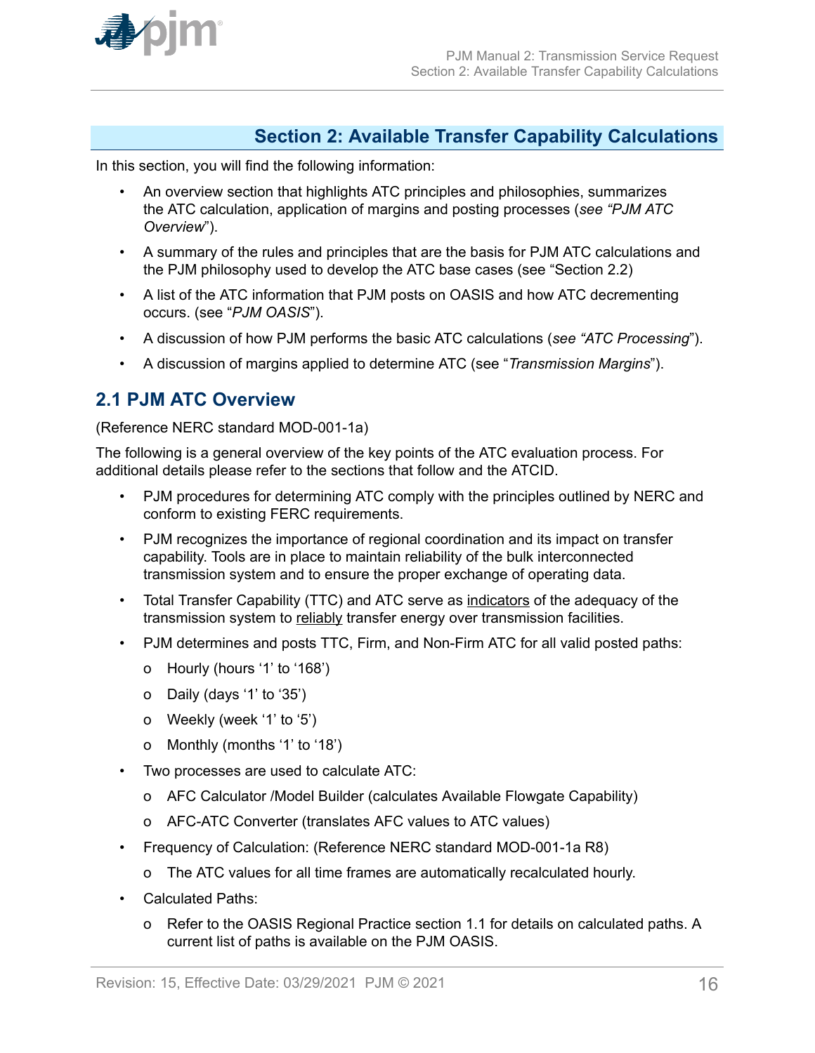# Section 2: Available Transfer Capability Calculations

In this section, you will find the following information:

- An overview section that highlights ATC principles and philosophies, summarizes the ATC calculation, application of margins and posting processes (*see "PJM ATC Overview*").
- A summary of the rules and principles that are the basis for PJM ATC calculations and the PJM philosophy used to develop the ATC base cases (see "Section 2.2)
- A list of the ATC information that PJM posts on OASIS and how ATC decrementing occurs. (see "*PJM OASIS*").
- A discussion of how PJM performs the basic ATC calculations (*see "ATC Processing*").
- A discussion of margins applied to determine ATC (see "*Transmission Margins*").

## 2.1 PJM ATC Overview

(Reference NERC standard MOD-001-1a)

The following is a general overview of the key points of the ATC evaluation process. For additional details please refer to the sections that follow and the ATCID.

- PJM procedures for determining ATC comply with the principles outlined by NERC and conform to existing FERC requirements.
- PJM recognizes the importance of regional coordination and its impact on transfer capability. Tools are in place to maintain reliability of the bulk interconnected transmission system and to ensure the proper exchange of operating data.
- Total Transfer Capability (TTC) and ATC serve as <u>indicators</u> of the adequacy of the transmission system to <u>reliably</u> transfer energy over transmission facilities.
- PJM determines and posts TTC, Firm, and Non-Firm ATC for all valid posted paths:
  - Hourly (hours '1' to '168')
  - Daily (days '1' to '35')
  - Weekly (week '1' to '5')
  - Monthly (months '1' to '18')
- Two processes are used to calculate ATC:
  - AFC Calculator /Model Builder (calculates Available Flowgate Capability)
  - AFC-ATC Converter (translates AFC values to ATC values)
- Frequency of Calculation: (Reference NERC standard MOD-001-1a R8)
  - The ATC values for all time frames are automatically recalculated hourly.
- Calculated Paths:
  - Refer to the OASIS Regional Practice section 1.1 for details on calculated paths. A current list of paths is available on the PJM OASIS.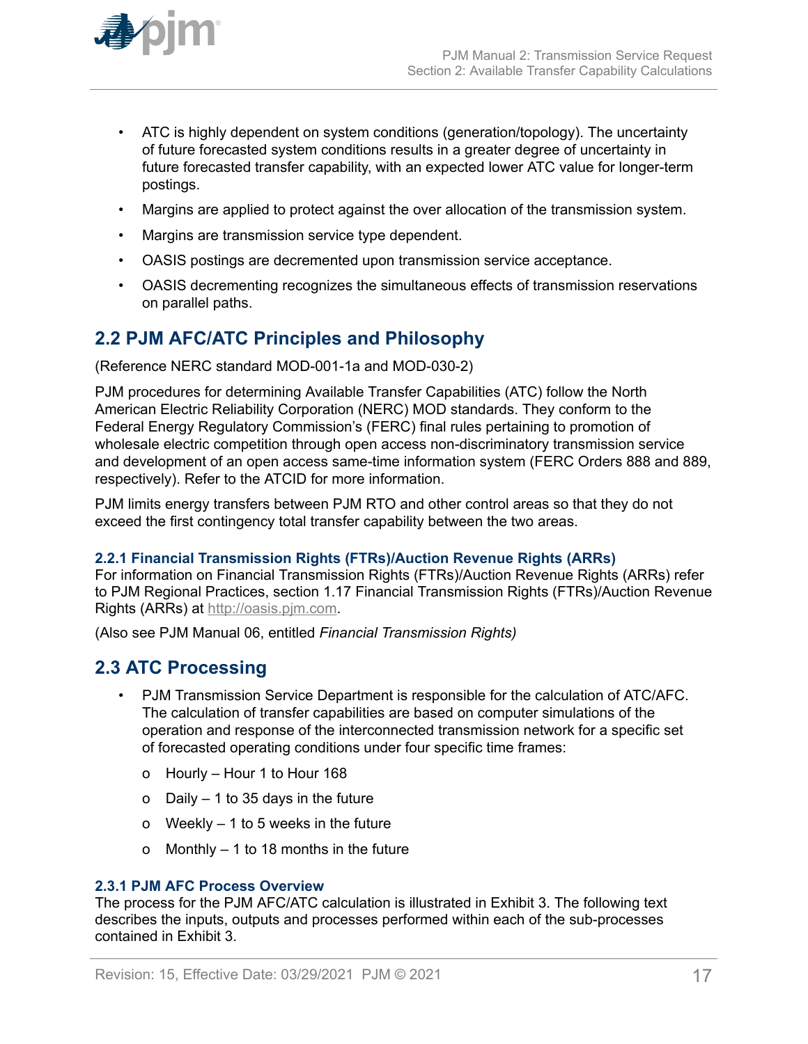- ATC is highly dependent on system conditions (generation/topology). The uncertainty of future forecasted system conditions results in a greater degree of uncertainty in future forecasted transfer capability, with an expected lower ATC value for longer-term postings.
- Margins are applied to protect against the over allocation of the transmission system.
- Margins are transmission service type dependent.
- OASIS postings are decremented upon transmission service acceptance.
- OASIS decrementing recognizes the simultaneous effects of transmission reservations on parallel paths.

## 2.2 PJM AFC/ATC Principles and Philosophy

(Reference NERC standard MOD-001-1a and MOD-030-2)

PJM procedures for determining Available Transfer Capabilities (ATC) follow the North American Electric Reliability Corporation (NERC) MOD standards. They conform to the Federal Energy Regulatory Commission's (FERC) final rules pertaining to promotion of wholesale electric competition through open access non-discriminatory transmission service and development of an open access same-time information system (FERC Orders 888 and 889, respectively). Refer to the ATCID for more information.

PJM limits energy transfers between PJM RTO and other control areas so that they do not exceed the first contingency total transfer capability between the two areas.

### 2.2.1 Financial Transmission Rights (FTRs)/Auction Revenue Rights (ARRs)

For information on Financial Transmission Rights (FTRs)/Auction Revenue Rights (ARRs) refer to PJM Regional Practices, section 1.17 Financial Transmission Rights (FTRs)/Auction Revenue Rights (ARRs) at http://oasis.pjm.com.

(Also see PJM Manual 06, entitled *Financial Transmission Rights)*

## 2.3 ATC Processing

- PJM Transmission Service Department is responsible for the calculation of ATC/AFC. The calculation of transfer capabilities are based on computer simulations of the operation and response of the interconnected transmission network for a specific set of forecasted operating conditions under four specific time frames:
  - Hourly – Hour 1 to Hour 168
  - Daily – 1 to 35 days in the future
  - Weekly – 1 to 5 weeks in the future
  - Monthly – 1 to 18 months in the future

### 2.3.1 PJM AFC Process Overview

The process for the PJM AFC/ATC calculation is illustrated in Exhibit 3. The following text describes the inputs, outputs and processes performed within each of the sub-processes contained in Exhibit 3.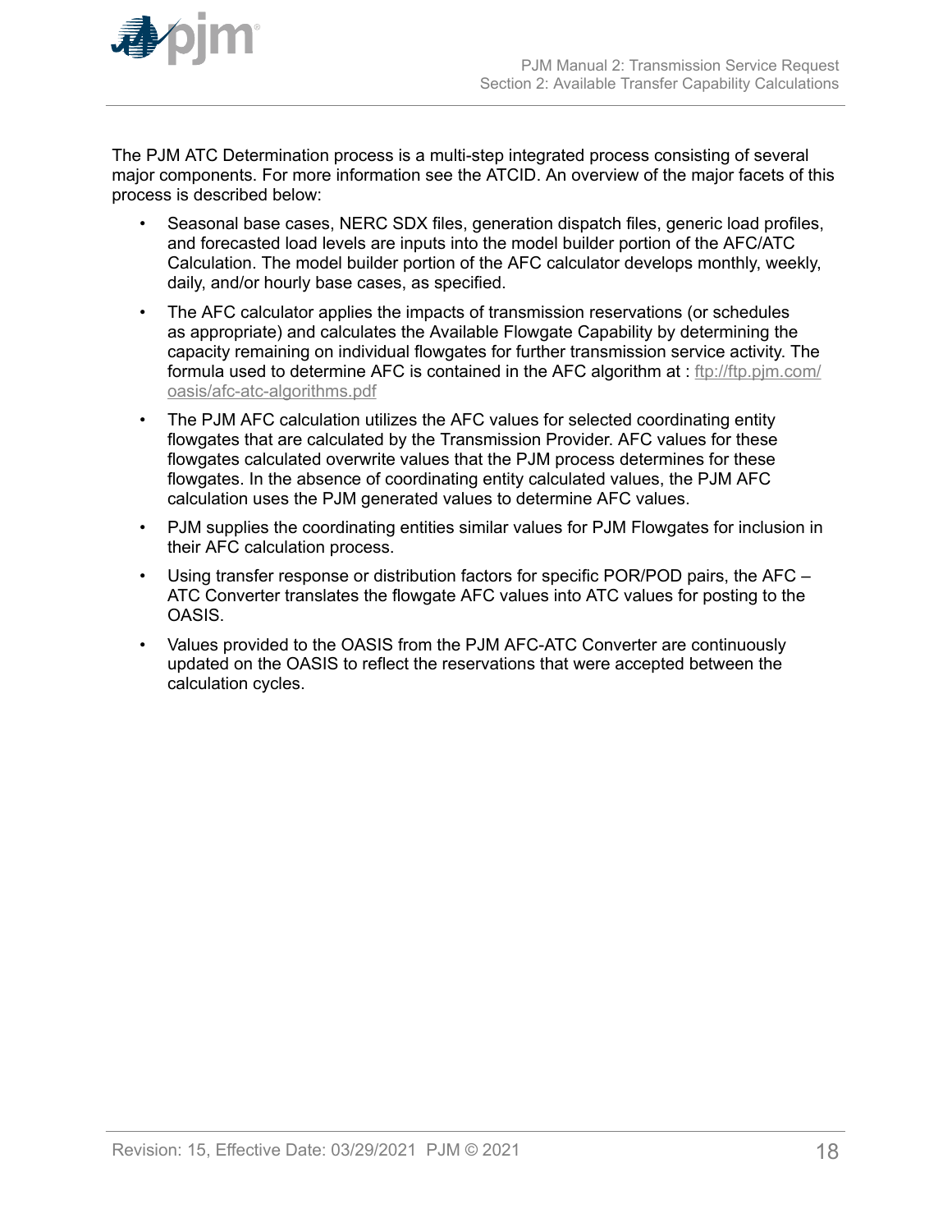The PJM ATC Determination process is a multi-step integrated process consisting of several major components. For more information see the ATCID. An overview of the major facets of this process is described below:

- Seasonal base cases, NERC SDX files, generation dispatch files, generic load profiles, and forecasted load levels are inputs into the model builder portion of the AFC/ATC Calculation. The model builder portion of the AFC calculator develops monthly, weekly, daily, and/or hourly base cases, as specified.
- The AFC calculator applies the impacts of transmission reservations (or schedules as appropriate) and calculates the Available Flowgate Capability by determining the capacity remaining on individual flowgates for further transmission service activity. The formula used to determine AFC is contained in the AFC algorithm at : [ftp://ftp.pjm.com/oasis/afc-atc-algorithms.pdf](ftp://ftp.pjm.com/oasis/afc-atc-algorithms.pdf)
- The PJM AFC calculation utilizes the AFC values for selected coordinating entity flowgates that are calculated by the Transmission Provider. AFC values for these flowgates calculated overwrite values that the PJM process determines for these flowgates. In the absence of coordinating entity calculated values, the PJM AFC calculation uses the PJM generated values to determine AFC values.
- PJM supplies the coordinating entities similar values for PJM Flowgates for inclusion in their AFC calculation process.
- Using transfer response or distribution factors for specific POR/POD pairs, the AFC – ATC Converter translates the flowgate AFC values into ATC values for posting to the OASIS.
- Values provided to the OASIS from the PJM AFC-ATC Converter are continuously updated on the OASIS to reflect the reservations that were accepted between the calculation cycles.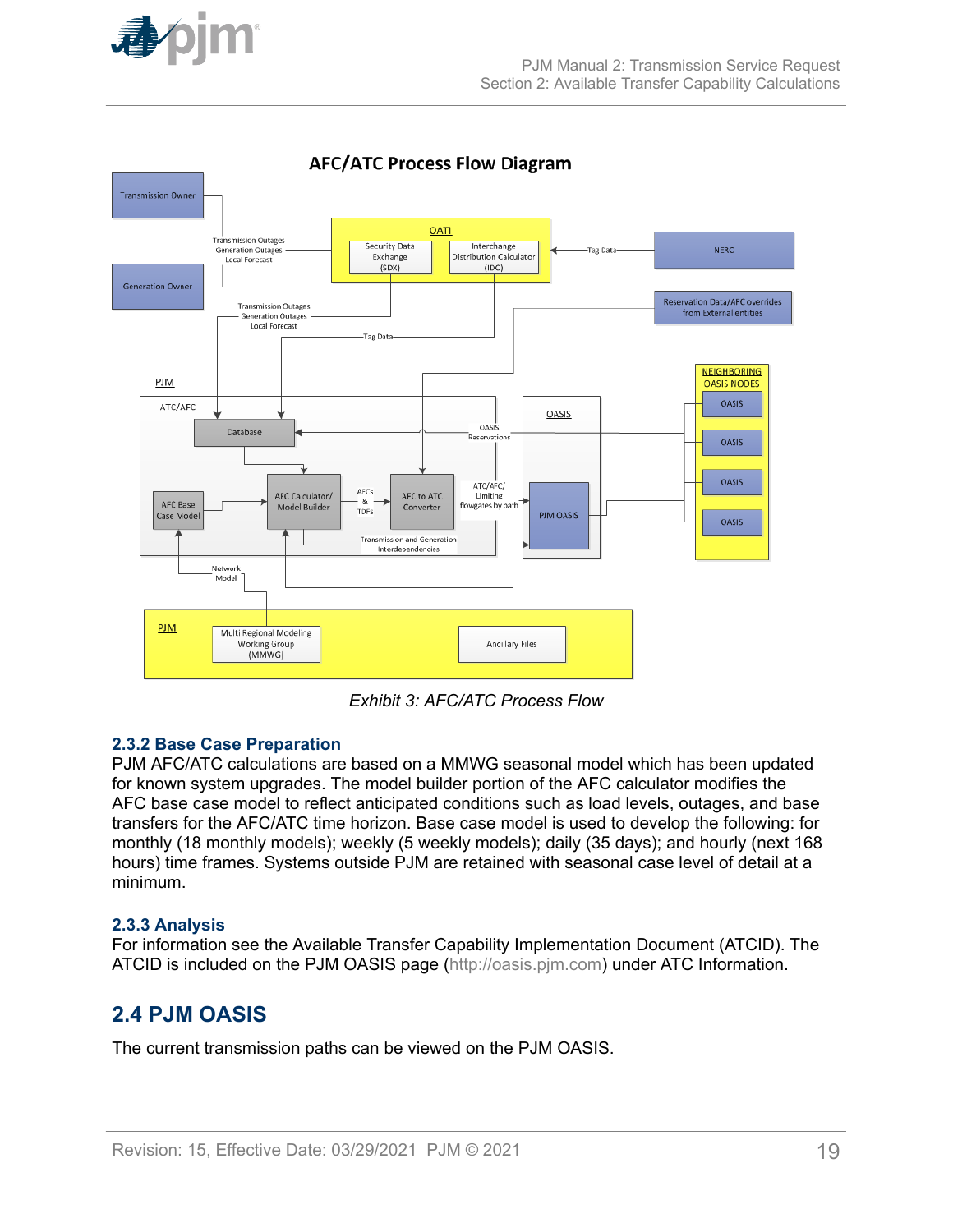**AFC/ATC Process Flow Diagram**

Transmission Owner

Generation Owner

Transmission Outages
Generation Outages
Local Forecast

OATI

Security Data Exchange (SDX)

Interchange Distribution Calculator (IDC)

Tag Data

NERC

Reservation Data/AFC overrides from External entities

Transmission Outages
Generation Outages
Local Forecast

Tag Data

PJM

ATC/AFC

Database

OASIS Reservations

AFC Base Case Model

AFC Calculator/ Model Builder

AFCs & TDFs

AFC to ATC Converter

ATC/AFC/ Limiting flowgates by path

Transmission and Generation Interdependencies

OASIS

PJM OASIS

NEIGHBORING OASIS NODES

OASIS

OASIS

OASIS

OASIS

Network Model

PJM

Multi Regional Modeling Working Group (MMWG)

Ancillary Files

*Exhibit 3: AFC/ATC Process Flow*

### 2.3.2 Base Case Preparation

PJM AFC/ATC calculations are based on a MMWG seasonal model which has been updated for known system upgrades. The model builder portion of the AFC calculator modifies the AFC base case model to reflect anticipated conditions such as load levels, outages, and base transfers for the AFC/ATC time horizon. Base case model is used to develop the following: for monthly (18 monthly models); weekly (5 weekly models); daily (35 days); and hourly (next 168 hours) time frames. Systems outside PJM are retained with seasonal case level of detail at a minimum.

### 2.3.3 Analysis

For information see the Available Transfer Capability Implementation Document (ATCID). The ATCID is included on the PJM OASIS page (http://oasis.pjm.com) under ATC Information.

## 2.4 PJM OASIS

The current transmission paths can be viewed on the PJM OASIS.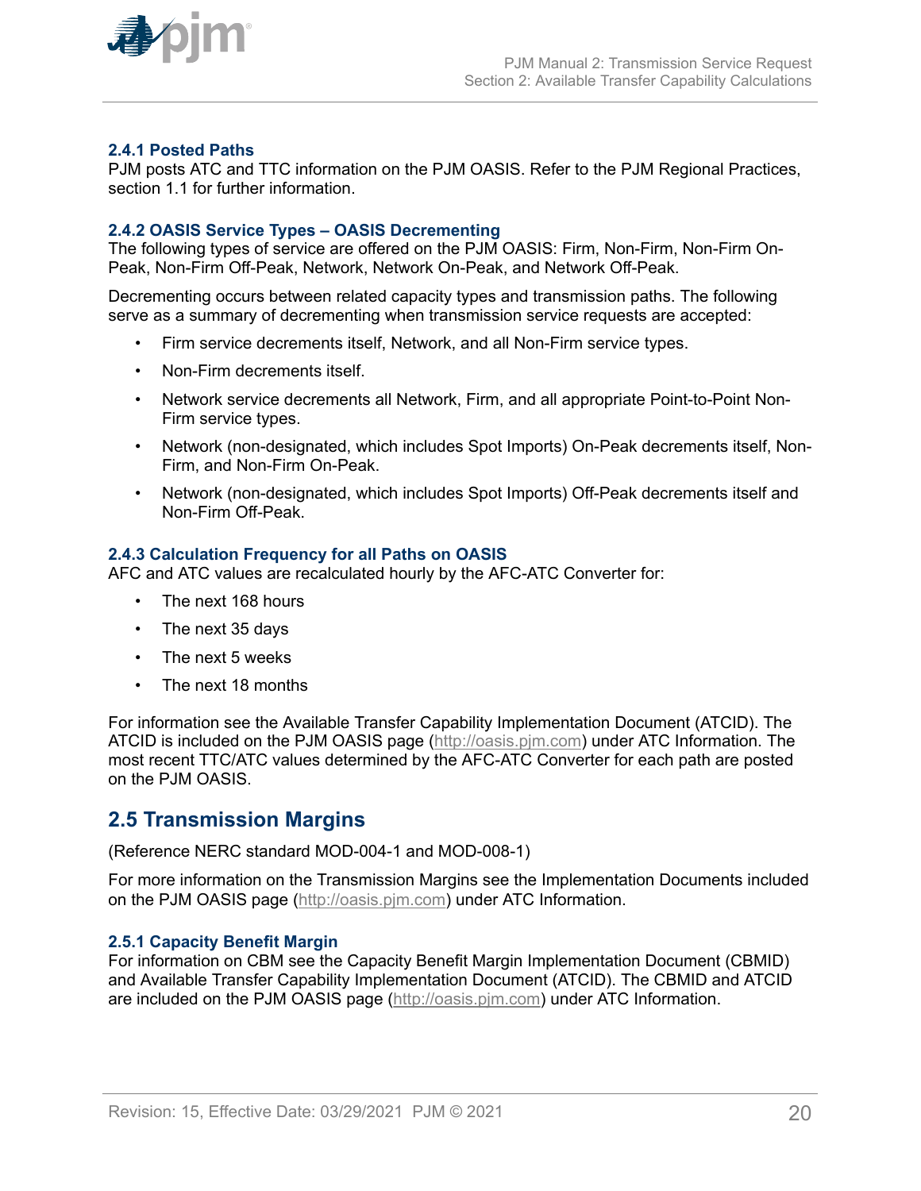### 2.4.1 Posted Paths

PJM posts ATC and TTC information on the PJM OASIS. Refer to the PJM Regional Practices, section 1.1 for further information.

### 2.4.2 OASIS Service Types – OASIS Decrementing

The following types of service are offered on the PJM OASIS: Firm, Non-Firm, Non-Firm On-Peak, Non-Firm Off-Peak, Network, Network On-Peak, and Network Off-Peak.

Decrementing occurs between related capacity types and transmission paths. The following serve as a summary of decrementing when transmission service requests are accepted:

- Firm service decrements itself, Network, and all Non-Firm service types.
- Non-Firm decrements itself.
- Network service decrements all Network, Firm, and all appropriate Point-to-Point Non-Firm service types.
- Network (non-designated, which includes Spot Imports) On-Peak decrements itself, Non-Firm, and Non-Firm On-Peak.
- Network (non-designated, which includes Spot Imports) Off-Peak decrements itself and Non-Firm Off-Peak.

### 2.4.3 Calculation Frequency for all Paths on OASIS

AFC and ATC values are recalculated hourly by the AFC-ATC Converter for:

- The next 168 hours
- The next 35 days
- The next 5 weeks
- The next 18 months

For information see the Available Transfer Capability Implementation Document (ATCID). The ATCID is included on the PJM OASIS page (http://oasis.pjm.com) under ATC Information. The most recent TTC/ATC values determined by the AFC-ATC Converter for each path are posted on the PJM OASIS.

## 2.5 Transmission Margins

(Reference NERC standard MOD-004-1 and MOD-008-1)

For more information on the Transmission Margins see the Implementation Documents included on the PJM OASIS page (http://oasis.pjm.com) under ATC Information.

### 2.5.1 Capacity Benefit Margin

For information on CBM see the Capacity Benefit Margin Implementation Document (CBMID) and Available Transfer Capability Implementation Document (ATCID). The CBMID and ATCID are included on the PJM OASIS page (http://oasis.pjm.com) under ATC Information.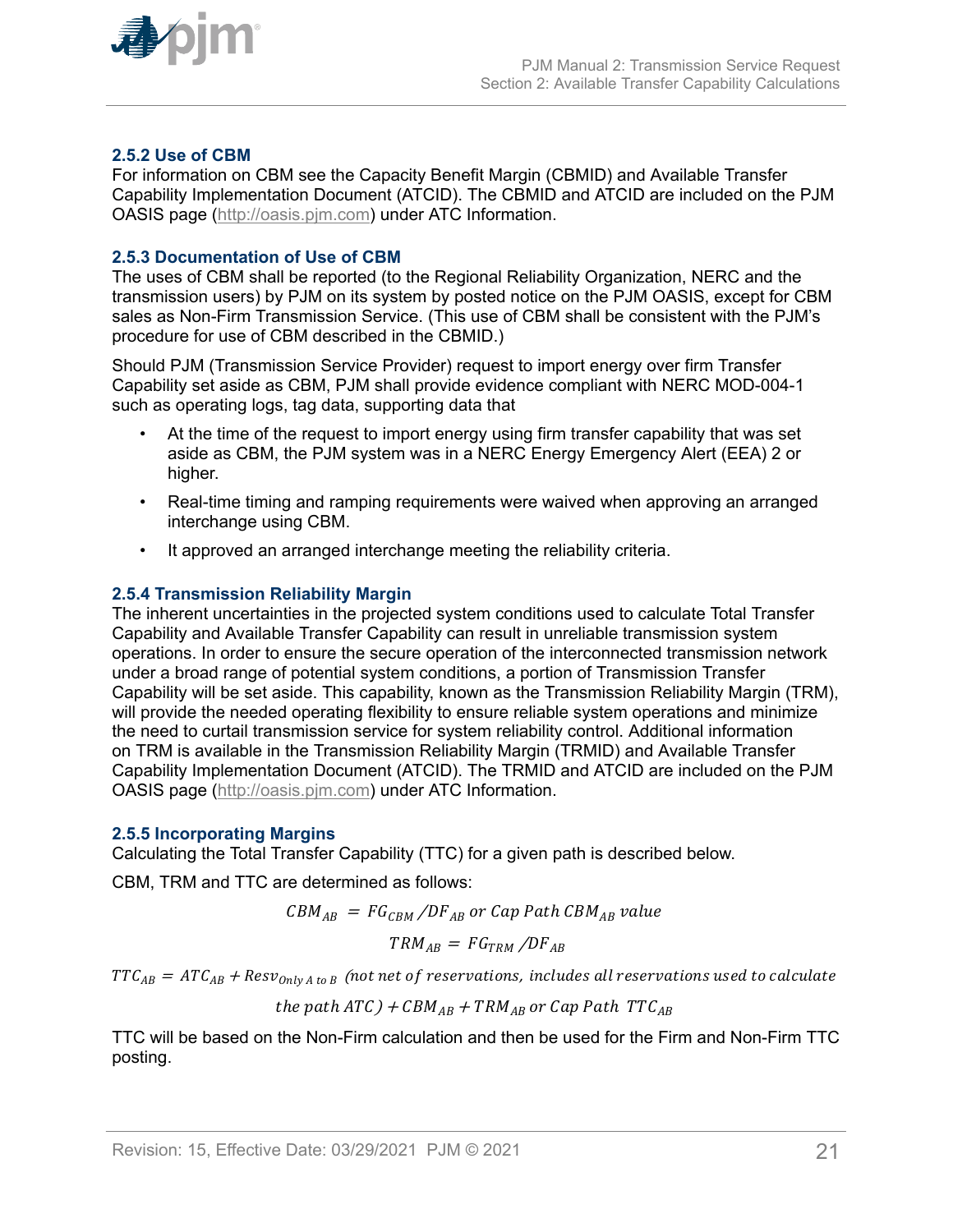### 2.5.2 Use of CBM

For information on CBM see the Capacity Benefit Margin (CBMID) and Available Transfer Capability Implementation Document (ATCID). The CBMID and ATCID are included on the PJM OASIS page (http://oasis.pjm.com) under ATC Information.

### 2.5.3 Documentation of Use of CBM

The uses of CBM shall be reported (to the Regional Reliability Organization, NERC and the transmission users) by PJM on its system by posted notice on the PJM OASIS, except for CBM sales as Non-Firm Transmission Service. (This use of CBM shall be consistent with the PJM's procedure for use of CBM described in the CBMID.)

Should PJM (Transmission Service Provider) request to import energy over firm Transfer Capability set aside as CBM, PJM shall provide evidence compliant with NERC MOD-004-1 such as operating logs, tag data, supporting data that

- At the time of the request to import energy using firm transfer capability that was set aside as CBM, the PJM system was in a NERC Energy Emergency Alert (EEA) 2 or higher.
- Real-time timing and ramping requirements were waived when approving an arranged interchange using CBM.
- It approved an arranged interchange meeting the reliability criteria.

### 2.5.4 Transmission Reliability Margin

The inherent uncertainties in the projected system conditions used to calculate Total Transfer Capability and Available Transfer Capability can result in unreliable transmission system operations. In order to ensure the secure operation of the interconnected transmission network under a broad range of potential system conditions, a portion of Transmission Transfer Capability will be set aside. This capability, known as the Transmission Reliability Margin (TRM), will provide the needed operating flexibility to ensure reliable system operations and minimize the need to curtail transmission service for system reliability control. Additional information on TRM is available in the Transmission Reliability Margin (TRMID) and Available Transfer Capability Implementation Document (ATCID). The TRMID and ATCID are included on the PJM OASIS page (http://oasis.pjm.com) under ATC Information.

### 2.5.5 Incorporating Margins

Calculating the Total Transfer Capability (TTC) for a given path is described below.

CBM, TRM and TTC are determined as follows:

$$CBM_{AB} = FG_{CBM} / DF_{AB} \text{ or Cap Path } CBM_{AB} \text{ value}$$

$$TRM_{AB} = FG_{TRM} / DF_{AB}$$

$$TTC_{AB} = ATC_{AB} + Resv_{Only\ A\ to\ B} \text{ (not net of reservations, includes all reservations used to calculate the path ATC)} + CBM_{AB} + TRM_{AB} \text{ or Cap Path } TTC_{AB}$$

TTC will be based on the Non-Firm calculation and then be used for the Firm and Non-Firm TTC posting.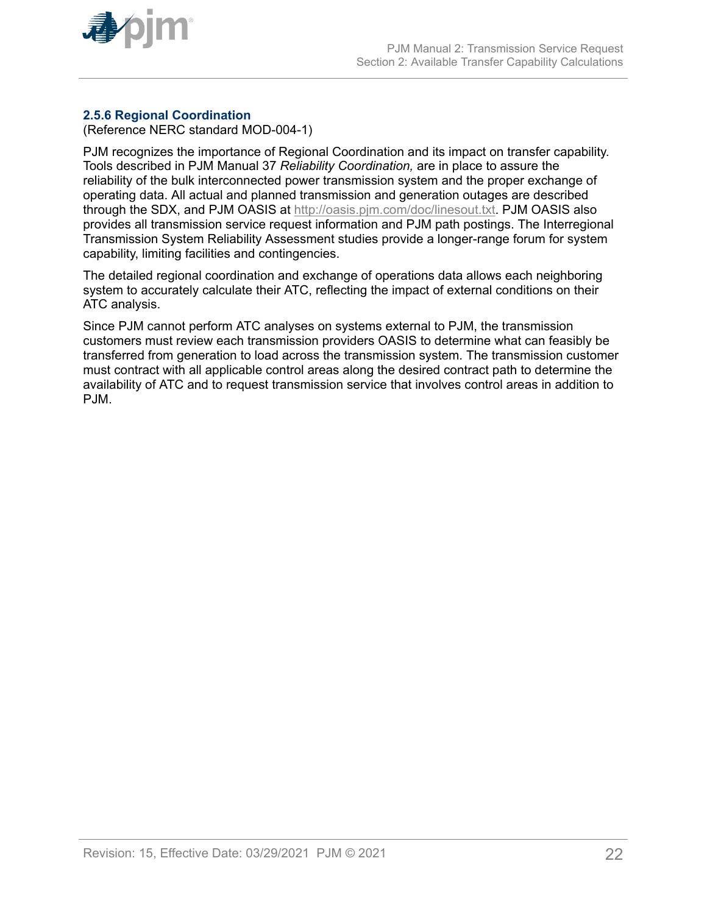### 2.5.6 Regional Coordination

(Reference NERC standard MOD-004-1)

PJM recognizes the importance of Regional Coordination and its impact on transfer capability. Tools described in PJM Manual 37 *Reliability Coordination,* are in place to assure the reliability of the bulk interconnected power transmission system and the proper exchange of operating data. All actual and planned transmission and generation outages are described through the SDX, and PJM OASIS at http://oasis.pjm.com/doc/linesout.txt. PJM OASIS also provides all transmission service request information and PJM path postings. The Interregional Transmission System Reliability Assessment studies provide a longer-range forum for system capability, limiting facilities and contingencies.

The detailed regional coordination and exchange of operations data allows each neighboring system to accurately calculate their ATC, reflecting the impact of external conditions on their ATC analysis.

Since PJM cannot perform ATC analyses on systems external to PJM, the transmission customers must review each transmission providers OASIS to determine what can feasibly be transferred from generation to load across the transmission system. The transmission customer must contract with all applicable control areas along the desired contract path to determine the availability of ATC and to request transmission service that involves control areas in addition to PJM.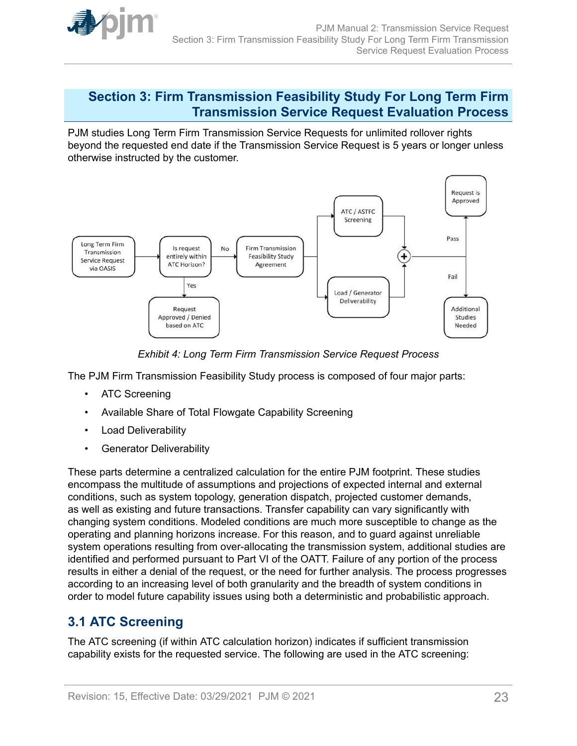# Section 3: Firm Transmission Feasibility Study For Long Term Firm Transmission Service Request Evaluation Process

PJM studies Long Term Firm Transmission Service Requests for unlimited rollover rights beyond the requested end date if the Transmission Service Request is 5 years or longer unless otherwise instructed by the customer.

*Exhibit 4: Long Term Firm Transmission Service Request Process*

The PJM Firm Transmission Feasibility Study process is composed of four major parts:

- ATC Screening
- Available Share of Total Flowgate Capability Screening
- Load Deliverability
- Generator Deliverability

These parts determine a centralized calculation for the entire PJM footprint. These studies encompass the multitude of assumptions and projections of expected internal and external conditions, such as system topology, generation dispatch, projected customer demands, as well as existing and future transactions. Transfer capability can vary significantly with changing system conditions. Modeled conditions are much more susceptible to change as the operating and planning horizons increase. For this reason, and to guard against unreliable system operations resulting from over-allocating the transmission system, additional studies are identified and performed pursuant to Part VI of the OATT. Failure of any portion of the process results in either a denial of the request, or the need for further analysis. The process progresses according to an increasing level of both granularity and the breadth of system conditions in order to model future capability issues using both a deterministic and probabilistic approach.

## 3.1 ATC Screening

The ATC screening (if within ATC calculation horizon) indicates if sufficient transmission capability exists for the requested service. The following are used in the ATC screening: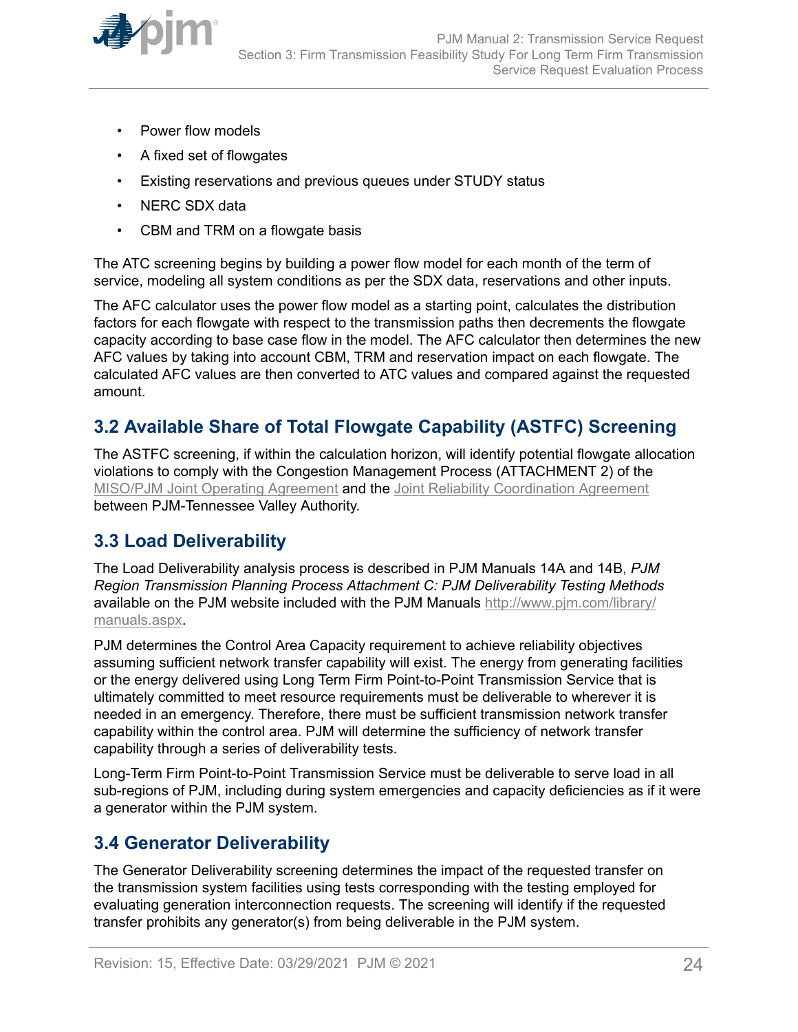- Power flow models
- A fixed set of flowgates
- Existing reservations and previous queues under STUDY status
- NERC SDX data
- CBM and TRM on a flowgate basis

The ATC screening begins by building a power flow model for each month of the term of service, modeling all system conditions as per the SDX data, reservations and other inputs.

The AFC calculator uses the power flow model as a starting point, calculates the distribution factors for each flowgate with respect to the transmission paths then decrements the flowgate capacity according to base case flow in the model. The AFC calculator then determines the new AFC values by taking into account CBM, TRM and reservation impact on each flowgate. The calculated AFC values are then converted to ATC values and compared against the requested amount.

## 3.2 Available Share of Total Flowgate Capability (ASTFC) Screening

The ASTFC screening, if within the calculation horizon, will identify potential flowgate allocation violations to comply with the Congestion Management Process (ATTACHMENT 2) of the MISO/PJM Joint Operating Agreement and the Joint Reliability Coordination Agreement between PJM-Tennessee Valley Authority.

## 3.3 Load Deliverability

The Load Deliverability analysis process is described in PJM Manuals 14A and 14B, *PJM Region Transmission Planning Process Attachment C: PJM Deliverability Testing Methods* available on the PJM website included with the PJM Manuals http://www.pjm.com/library/manuals.aspx.

PJM determines the Control Area Capacity requirement to achieve reliability objectives assuming sufficient network transfer capability will exist. The energy from generating facilities or the energy delivered using Long Term Firm Point-to-Point Transmission Service that is ultimately committed to meet resource requirements must be deliverable to wherever it is needed in an emergency. Therefore, there must be sufficient transmission network transfer capability within the control area. PJM will determine the sufficiency of network transfer capability through a series of deliverability tests.

Long-Term Firm Point-to-Point Transmission Service must be deliverable to serve load in all sub-regions of PJM, including during system emergencies and capacity deficiencies as if it were a generator within the PJM system.

## 3.4 Generator Deliverability

The Generator Deliverability screening determines the impact of the requested transfer on the transmission system facilities using tests corresponding with the testing employed for evaluating generation interconnection requests. The screening will identify if the requested transfer prohibits any generator(s) from being deliverable in the PJM system.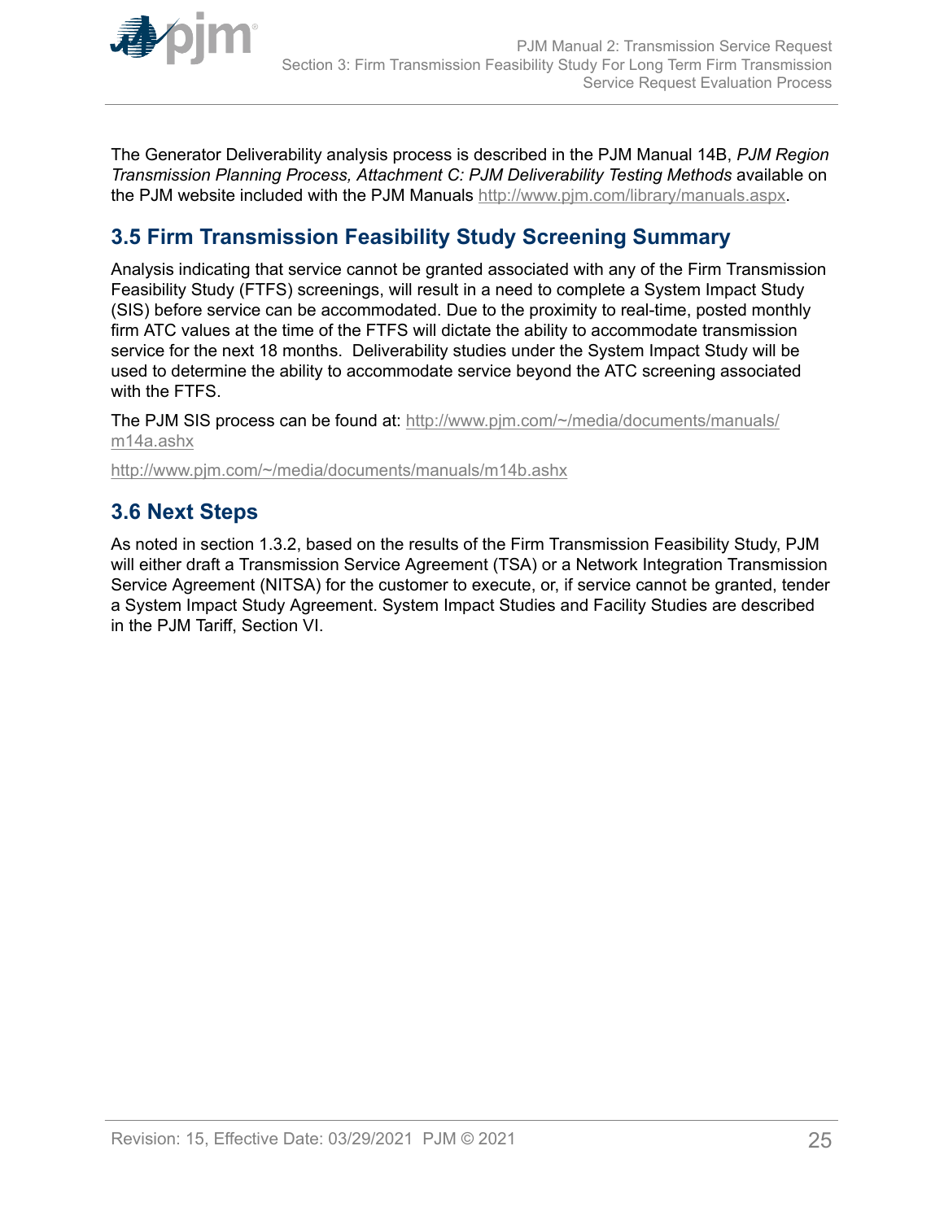The Generator Deliverability analysis process is described in the PJM Manual 14B, *PJM Region Transmission Planning Process, Attachment C: PJM Deliverability Testing Methods* available on the PJM website included with the PJM Manuals http://www.pjm.com/library/manuals.aspx.

## 3.5 Firm Transmission Feasibility Study Screening Summary

Analysis indicating that service cannot be granted associated with any of the Firm Transmission Feasibility Study (FTFS) screenings, will result in a need to complete a System Impact Study (SIS) before service can be accommodated. Due to the proximity to real-time, posted monthly firm ATC values at the time of the FTFS will dictate the ability to accommodate transmission service for the next 18 months. Deliverability studies under the System Impact Study will be used to determine the ability to accommodate service beyond the ATC screening associated with the FTFS.

The PJM SIS process can be found at: http://www.pjm.com/~/media/documents/manuals/m14a.ashx

http://www.pjm.com/~/media/documents/manuals/m14b.ashx

## 3.6 Next Steps

As noted in section 1.3.2, based on the results of the Firm Transmission Feasibility Study, PJM will either draft a Transmission Service Agreement (TSA) or a Network Integration Transmission Service Agreement (NITSA) for the customer to execute, or, if service cannot be granted, tender a System Impact Study Agreement. System Impact Studies and Facility Studies are described in the PJM Tariff, Section VI.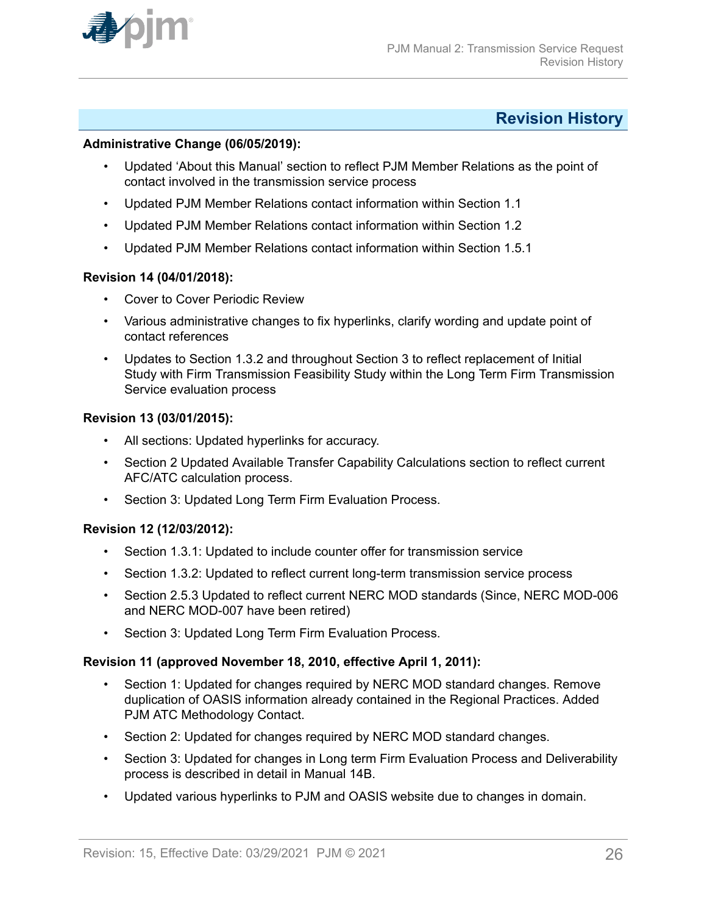## Revision History

**Administrative Change (06/05/2019):**

- Updated 'About this Manual' section to reflect PJM Member Relations as the point of contact involved in the transmission service process
- Updated PJM Member Relations contact information within Section 1.1
- Updated PJM Member Relations contact information within Section 1.2
- Updated PJM Member Relations contact information within Section 1.5.1

**Revision 14 (04/01/2018):**

- Cover to Cover Periodic Review
- Various administrative changes to fix hyperlinks, clarify wording and update point of contact references
- Updates to Section 1.3.2 and throughout Section 3 to reflect replacement of Initial Study with Firm Transmission Feasibility Study within the Long Term Firm Transmission Service evaluation process

**Revision 13 (03/01/2015):**

- All sections: Updated hyperlinks for accuracy.
- Section 2 Updated Available Transfer Capability Calculations section to reflect current AFC/ATC calculation process.
- Section 3: Updated Long Term Firm Evaluation Process.

**Revision 12 (12/03/2012):**

- Section 1.3.1: Updated to include counter offer for transmission service
- Section 1.3.2: Updated to reflect current long-term transmission service process
- Section 2.5.3 Updated to reflect current NERC MOD standards (Since, NERC MOD-006 and NERC MOD-007 have been retired)
- Section 3: Updated Long Term Firm Evaluation Process.

**Revision 11 (approved November 18, 2010, effective April 1, 2011):**

- Section 1: Updated for changes required by NERC MOD standard changes. Remove duplication of OASIS information already contained in the Regional Practices. Added PJM ATC Methodology Contact.
- Section 2: Updated for changes required by NERC MOD standard changes.
- Section 3: Updated for changes in Long term Firm Evaluation Process and Deliverability process is described in detail in Manual 14B.
- Updated various hyperlinks to PJM and OASIS website due to changes in domain.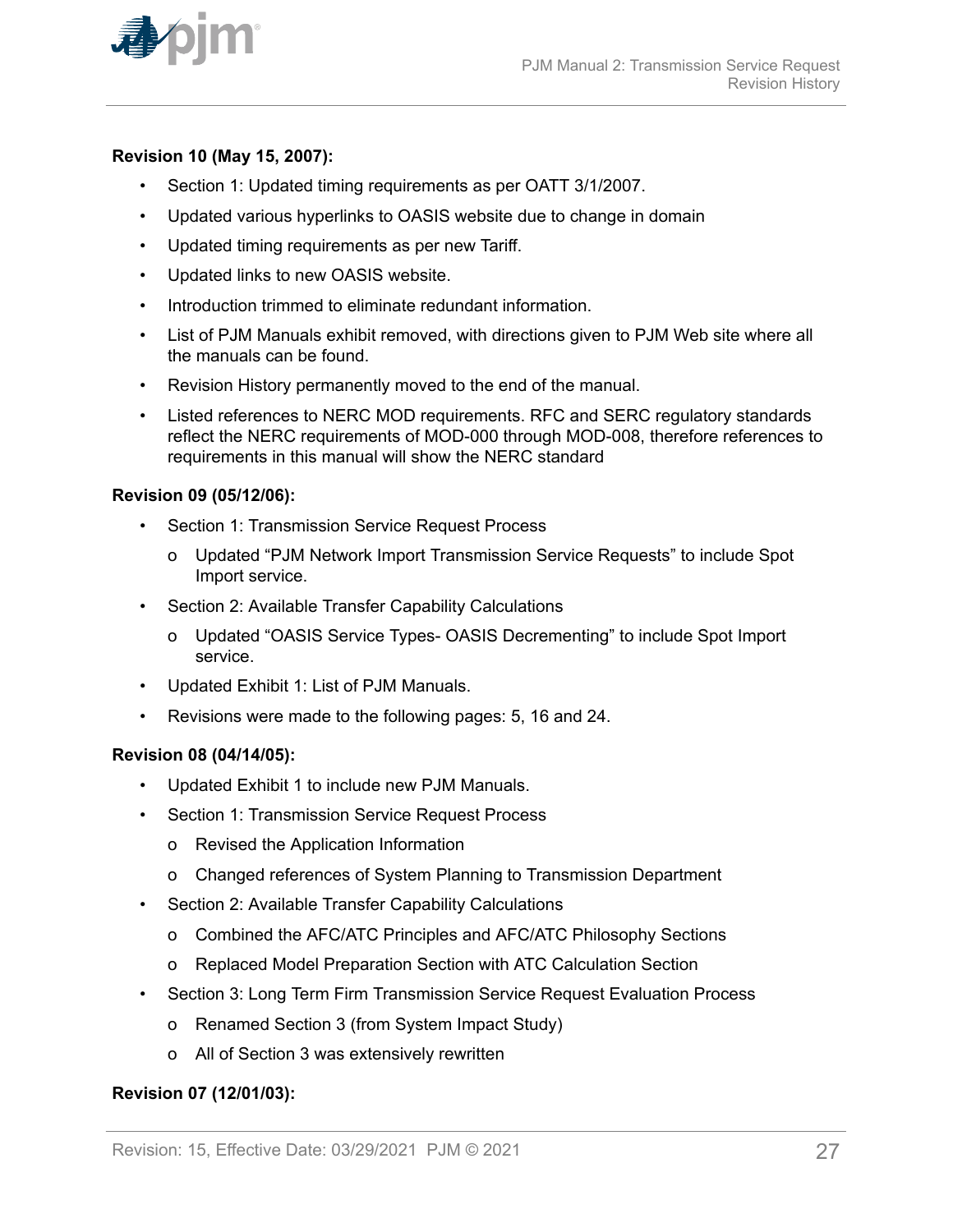**Revision 10 (May 15, 2007):**

- Section 1: Updated timing requirements as per OATT 3/1/2007.
- Updated various hyperlinks to OASIS website due to change in domain
- Updated timing requirements as per new Tariff.
- Updated links to new OASIS website.
- Introduction trimmed to eliminate redundant information.
- List of PJM Manuals exhibit removed, with directions given to PJM Web site where all the manuals can be found.
- Revision History permanently moved to the end of the manual.
- Listed references to NERC MOD requirements. RFC and SERC regulatory standards reflect the NERC requirements of MOD-000 through MOD-008, therefore references to requirements in this manual will show the NERC standard

**Revision 09 (05/12/06):**

- Section 1: Transmission Service Request Process
  - Updated "PJM Network Import Transmission Service Requests" to include Spot Import service.
- Section 2: Available Transfer Capability Calculations
  - Updated "OASIS Service Types- OASIS Decrementing" to include Spot Import service.
- Updated Exhibit 1: List of PJM Manuals.
- Revisions were made to the following pages: 5, 16 and 24.

**Revision 08 (04/14/05):**

- Updated Exhibit 1 to include new PJM Manuals.
- Section 1: Transmission Service Request Process
  - Revised the Application Information
  - Changed references of System Planning to Transmission Department
- Section 2: Available Transfer Capability Calculations
  - Combined the AFC/ATC Principles and AFC/ATC Philosophy Sections
  - Replaced Model Preparation Section with ATC Calculation Section
- Section 3: Long Term Firm Transmission Service Request Evaluation Process
  - Renamed Section 3 (from System Impact Study)
  - All of Section 3 was extensively rewritten

**Revision 07 (12/01/03):**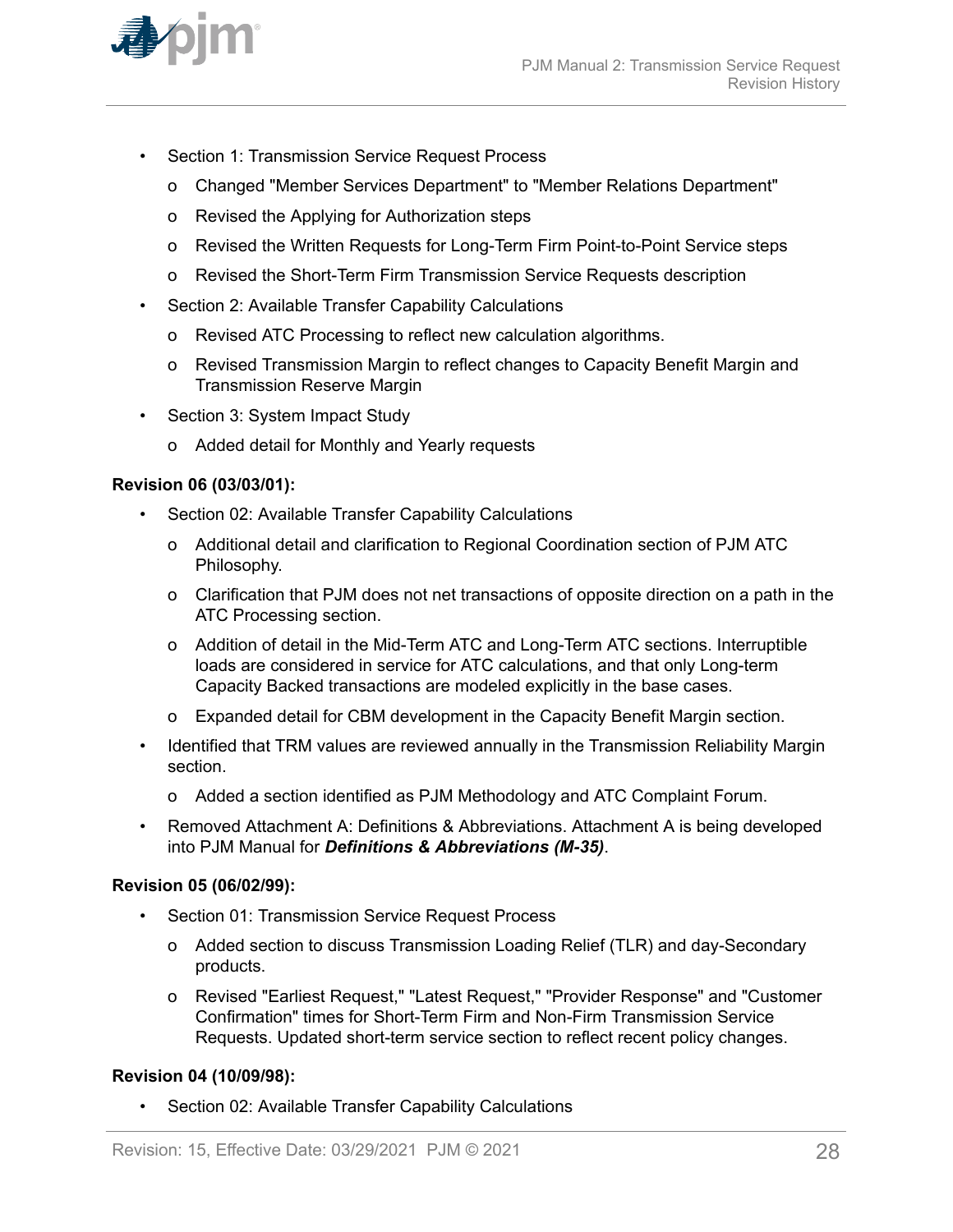- Section 1: Transmission Service Request Process
  - Changed "Member Services Department" to "Member Relations Department"
  - Revised the Applying for Authorization steps
  - Revised the Written Requests for Long-Term Firm Point-to-Point Service steps
  - Revised the Short-Term Firm Transmission Service Requests description
- Section 2: Available Transfer Capability Calculations
  - Revised ATC Processing to reflect new calculation algorithms.
  - Revised Transmission Margin to reflect changes to Capacity Benefit Margin and Transmission Reserve Margin
- Section 3: System Impact Study
  - Added detail for Monthly and Yearly requests

**Revision 06 (03/03/01):**

- Section 02: Available Transfer Capability Calculations
  - Additional detail and clarification to Regional Coordination section of PJM ATC Philosophy.
  - Clarification that PJM does not net transactions of opposite direction on a path in the ATC Processing section.
  - Addition of detail in the Mid-Term ATC and Long-Term ATC sections. Interruptible loads are considered in service for ATC calculations, and that only Long-term Capacity Backed transactions are modeled explicitly in the base cases.
  - Expanded detail for CBM development in the Capacity Benefit Margin section.
- Identified that TRM values are reviewed annually in the Transmission Reliability Margin section.
  - Added a section identified as PJM Methodology and ATC Complaint Forum.
- Removed Attachment A: Definitions & Abbreviations. Attachment A is being developed into PJM Manual for ***Definitions & Abbreviations (M-35)***.

**Revision 05 (06/02/99):**

- Section 01: Transmission Service Request Process
  - Added section to discuss Transmission Loading Relief (TLR) and day-Secondary products.
  - Revised "Earliest Request," "Latest Request," "Provider Response" and "Customer Confirmation" times for Short-Term Firm and Non-Firm Transmission Service Requests. Updated short-term service section to reflect recent policy changes.

**Revision 04 (10/09/98):**

- Section 02: Available Transfer Capability Calculations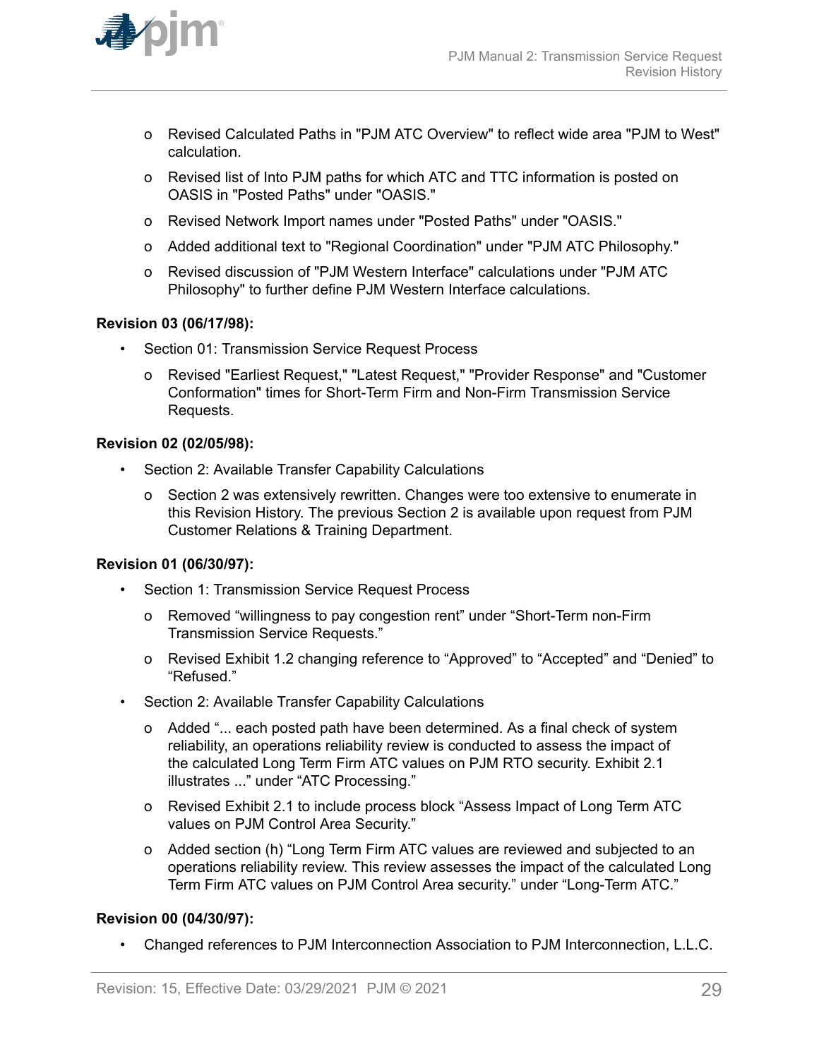- Revised Calculated Paths in "PJM ATC Overview" to reflect wide area "PJM to West" calculation.
  - Revised list of Into PJM paths for which ATC and TTC information is posted on OASIS in "Posted Paths" under "OASIS."
  - Revised Network Import names under "Posted Paths" under "OASIS."
  - Added additional text to "Regional Coordination" under "PJM ATC Philosophy."
  - Revised discussion of "PJM Western Interface" calculations under "PJM ATC Philosophy" to further define PJM Western Interface calculations.

**Revision 03 (06/17/98):**

- Section 01: Transmission Service Request Process
  - Revised "Earliest Request," "Latest Request," "Provider Response" and "Customer Conformation" times for Short-Term Firm and Non-Firm Transmission Service Requests.

**Revision 02 (02/05/98):**

- Section 2: Available Transfer Capability Calculations
  - Section 2 was extensively rewritten. Changes were too extensive to enumerate in this Revision History. The previous Section 2 is available upon request from PJM Customer Relations & Training Department.

**Revision 01 (06/30/97):**

- Section 1: Transmission Service Request Process
  - Removed "willingness to pay congestion rent" under "Short-Term non-Firm Transmission Service Requests."
  - Revised Exhibit 1.2 changing reference to "Approved" to "Accepted" and "Denied" to "Refused."
- Section 2: Available Transfer Capability Calculations
  - Added "... each posted path have been determined. As a final check of system reliability, an operations reliability review is conducted to assess the impact of the calculated Long Term Firm ATC values on PJM RTO security. Exhibit 2.1 illustrates ..." under "ATC Processing."
  - Revised Exhibit 2.1 to include process block "Assess Impact of Long Term ATC values on PJM Control Area Security."
  - Added section (h) "Long Term Firm ATC values are reviewed and subjected to an operations reliability review. This review assesses the impact of the calculated Long Term Firm ATC values on PJM Control Area security." under "Long-Term ATC."

**Revision 00 (04/30/97):**

- Changed references to PJM Interconnection Association to PJM Interconnection, L.L.C.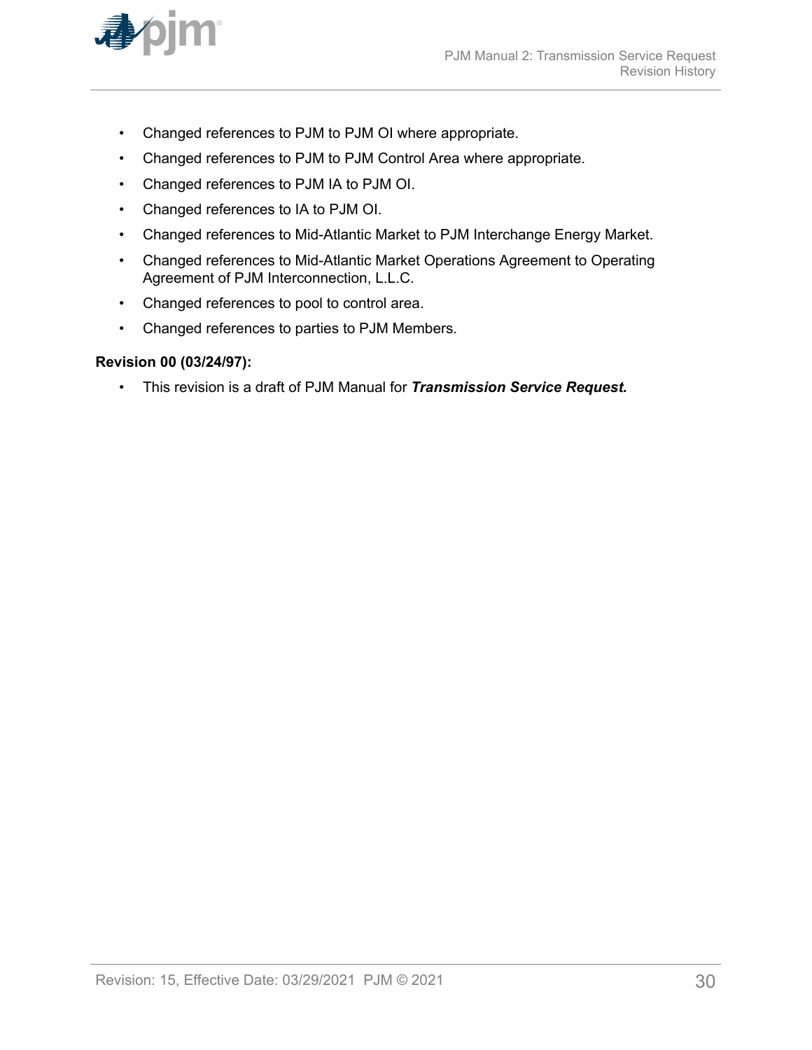- Changed references to PJM to PJM OI where appropriate.
- Changed references to PJM to PJM Control Area where appropriate.
- Changed references to PJM IA to PJM OI.
- Changed references to IA to PJM OI.
- Changed references to Mid-Atlantic Market to PJM Interchange Energy Market.
- Changed references to Mid-Atlantic Market Operations Agreement to Operating Agreement of PJM Interconnection, L.L.C.
- Changed references to pool to control area.
- Changed references to parties to PJM Members.

**Revision 00 (03/24/97):**

- This revision is a draft of PJM Manual for ***Transmission Service Request.***